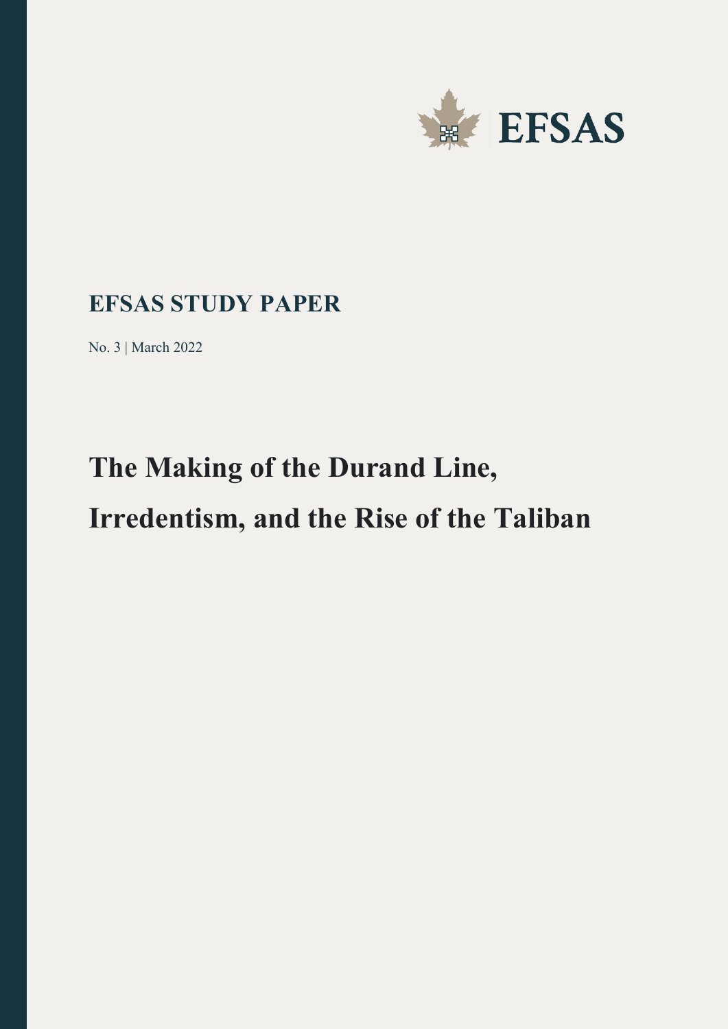EFSAS

**EFSAS STUDY PAPER**

No. 3 | March 2022

# The Making of the Durand Line, Irredentism, and the Rise of the Taliban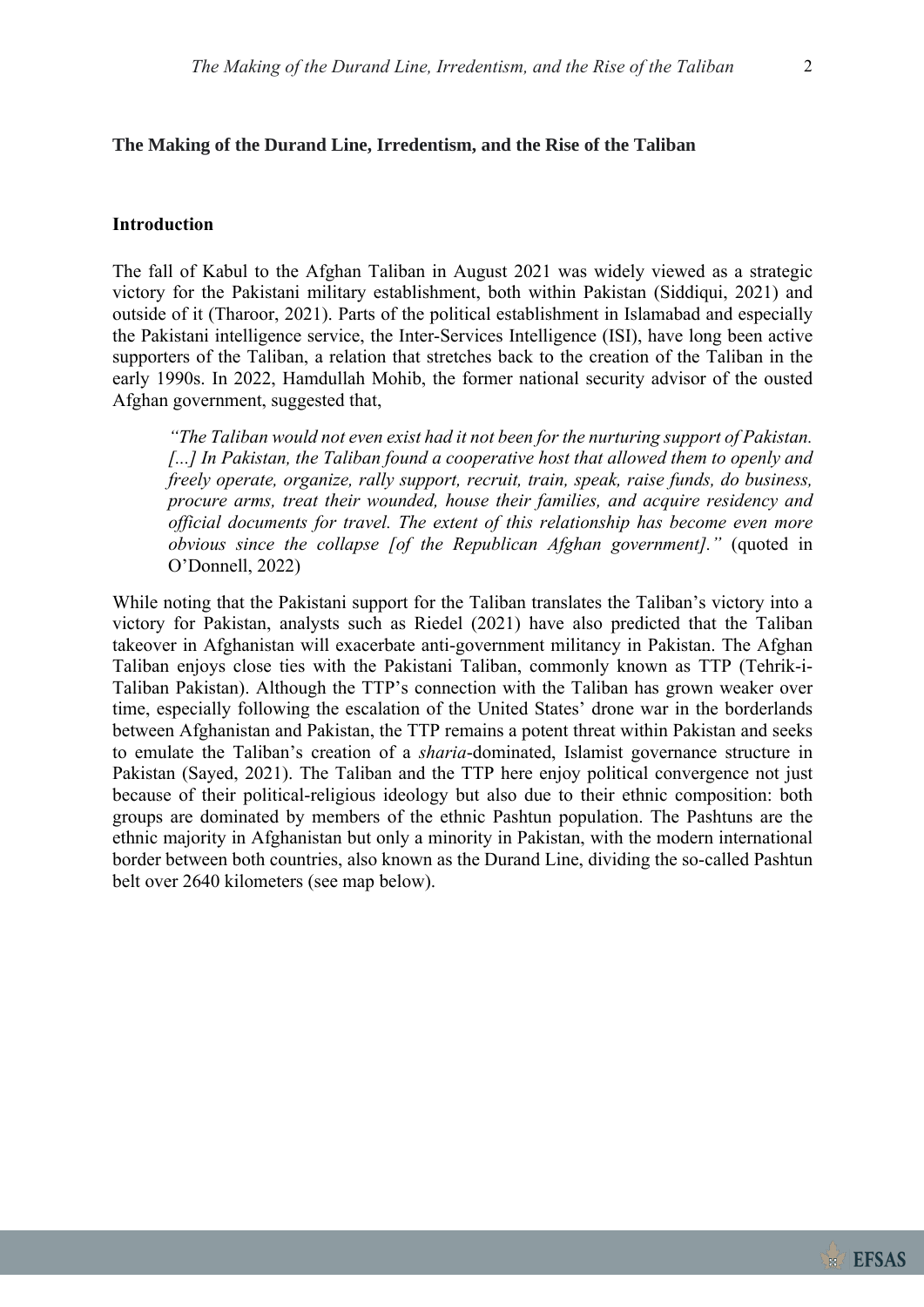**The Making of the Durand Line, Irredentism, and the Rise of the Taliban**

**Introduction**

The fall of Kabul to the Afghan Taliban in August 2021 was widely viewed as a strategic victory for the Pakistani military establishment, both within Pakistan (Siddiqui, 2021) and outside of it (Tharoor, 2021). Parts of the political establishment in Islamabad and especially the Pakistani intelligence service, the Inter-Services Intelligence (ISI), have long been active supporters of the Taliban, a relation that stretches back to the creation of the Taliban in the early 1990s. In 2022, Hamdullah Mohib, the former national security advisor of the ousted Afghan government, suggested that,

> *"The Taliban would not even exist had it not been for the nurturing support of Pakistan. [...] In Pakistan, the Taliban found a cooperative host that allowed them to openly and freely operate, organize, rally support, recruit, train, speak, raise funds, do business, procure arms, treat their wounded, house their families, and acquire residency and official documents for travel. The extent of this relationship has become even more obvious since the collapse [of the Republican Afghan government]."* (quoted in O'Donnell, 2022)

While noting that the Pakistani support for the Taliban translates the Taliban's victory into a victory for Pakistan, analysts such as Riedel (2021) have also predicted that the Taliban takeover in Afghanistan will exacerbate anti-government militancy in Pakistan. The Afghan Taliban enjoys close ties with the Pakistani Taliban, commonly known as TTP (Tehrik-i-Taliban Pakistan). Although the TTP's connection with the Taliban has grown weaker over time, especially following the escalation of the United States' drone war in the borderlands between Afghanistan and Pakistan, the TTP remains a potent threat within Pakistan and seeks to emulate the Taliban's creation of a *sharia*-dominated, Islamist governance structure in Pakistan (Sayed, 2021). The Taliban and the TTP here enjoy political convergence not just because of their political-religious ideology but also due to their ethnic composition: both groups are dominated by members of the ethnic Pashtun population. The Pashtuns are the ethnic majority in Afghanistan but only a minority in Pakistan, with the modern international border between both countries, also known as the Durand Line, dividing the so-called Pashtun belt over 2640 kilometers (see map below).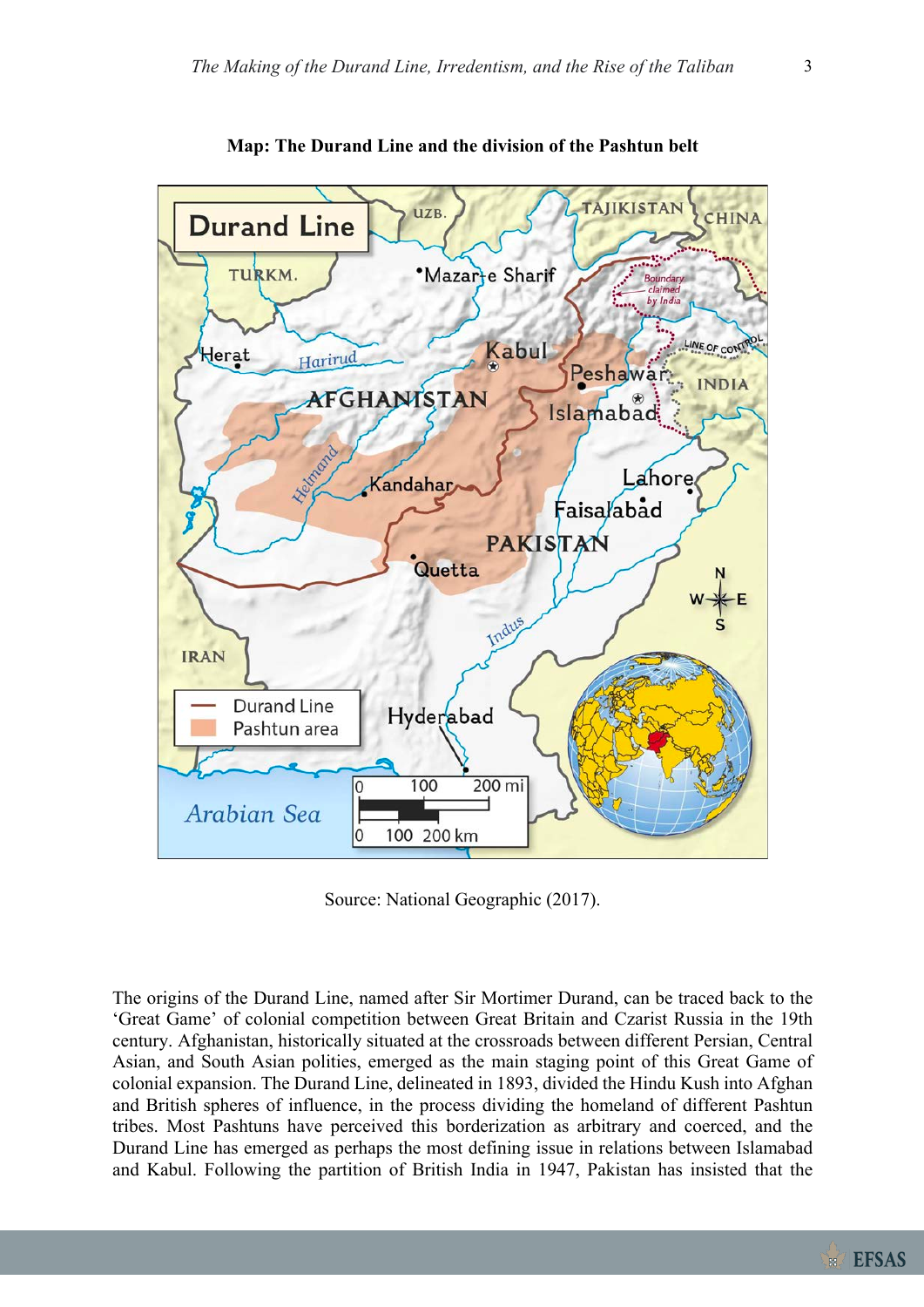**Map: The Durand Line and the division of the Pashtun belt**

Source: National Geographic (2017).

The origins of the Durand Line, named after Sir Mortimer Durand, can be traced back to the 'Great Game' of colonial competition between Great Britain and Czarist Russia in the 19th century. Afghanistan, historically situated at the crossroads between different Persian, Central Asian, and South Asian polities, emerged as the main staging point of this Great Game of colonial expansion. The Durand Line, delineated in 1893, divided the Hindu Kush into Afghan and British spheres of influence, in the process dividing the homeland of different Pashtun tribes. Most Pashtuns have perceived this borderization as arbitrary and coerced, and the Durand Line has emerged as perhaps the most defining issue in relations between Islamabad and Kabul. Following the partition of British India in 1947, Pakistan has insisted that the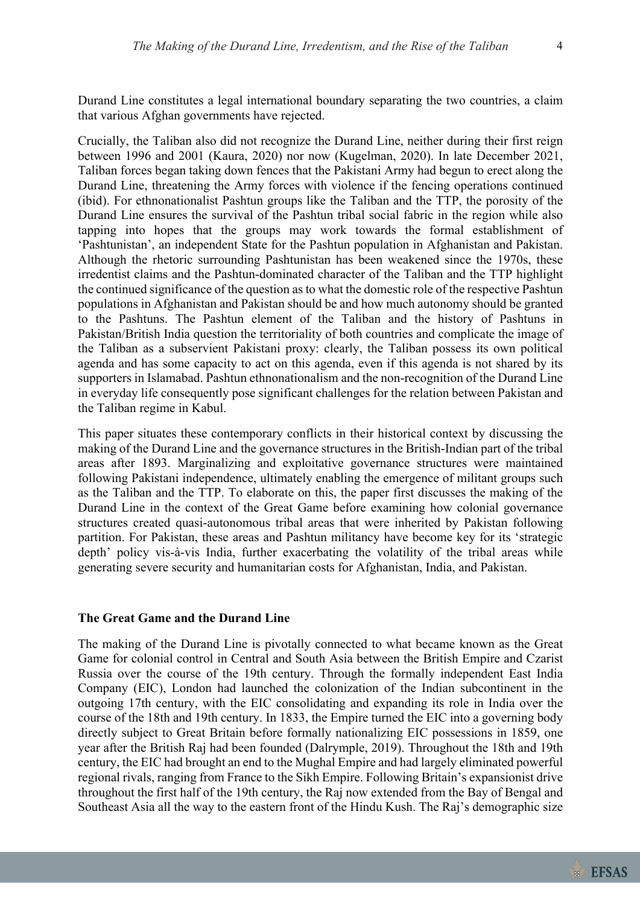Durand Line constitutes a legal international boundary separating the two countries, a claim that various Afghan governments have rejected.

Crucially, the Taliban also did not recognize the Durand Line, neither during their first reign between 1996 and 2001 (Kaura, 2020) nor now (Kugelman, 2020). In late December 2021, Taliban forces began taking down fences that the Pakistani Army had begun to erect along the Durand Line, threatening the Army forces with violence if the fencing operations continued (ibid). For ethnonationalist Pashtun groups like the Taliban and the TTP, the porosity of the Durand Line ensures the survival of the Pashtun tribal social fabric in the region while also tapping into hopes that the groups may work towards the formal establishment of 'Pashtunistan', an independent State for the Pashtun population in Afghanistan and Pakistan. Although the rhetoric surrounding Pashtunistan has been weakened since the 1970s, these irredentist claims and the Pashtun-dominated character of the Taliban and the TTP highlight the continued significance of the question as to what the domestic role of the respective Pashtun populations in Afghanistan and Pakistan should be and how much autonomy should be granted to the Pashtuns. The Pashtun element of the Taliban and the history of Pashtuns in Pakistan/British India question the territoriality of both countries and complicate the image of the Taliban as a subservient Pakistani proxy: clearly, the Taliban possess its own political agenda and has some capacity to act on this agenda, even if this agenda is not shared by its supporters in Islamabad. Pashtun ethnonationalism and the non-recognition of the Durand Line in everyday life consequently pose significant challenges for the relation between Pakistan and the Taliban regime in Kabul.

This paper situates these contemporary conflicts in their historical context by discussing the making of the Durand Line and the governance structures in the British-Indian part of the tribal areas after 1893. Marginalizing and exploitative governance structures were maintained following Pakistani independence, ultimately enabling the emergence of militant groups such as the Taliban and the TTP. To elaborate on this, the paper first discusses the making of the Durand Line in the context of the Great Game before examining how colonial governance structures created quasi-autonomous tribal areas that were inherited by Pakistan following partition. For Pakistan, these areas and Pashtun militancy have become key for its 'strategic depth' policy vis-à-vis India, further exacerbating the volatility of the tribal areas while generating severe security and humanitarian costs for Afghanistan, India, and Pakistan.

## The Great Game and the Durand Line

The making of the Durand Line is pivotally connected to what became known as the Great Game for colonial control in Central and South Asia between the British Empire and Czarist Russia over the course of the 19th century. Through the formally independent East India Company (EIC), London had launched the colonization of the Indian subcontinent in the outgoing 17th century, with the EIC consolidating and expanding its role in India over the course of the 18th and 19th century. In 1833, the Empire turned the EIC into a governing body directly subject to Great Britain before formally nationalizing EIC possessions in 1859, one year after the British Raj had been founded (Dalrymple, 2019). Throughout the 18th and 19th century, the EIC had brought an end to the Mughal Empire and had largely eliminated powerful regional rivals, ranging from France to the Sikh Empire. Following Britain's expansionist drive throughout the first half of the 19th century, the Raj now extended from the Bay of Bengal and Southeast Asia all the way to the eastern front of the Hindu Kush. The Raj's demographic size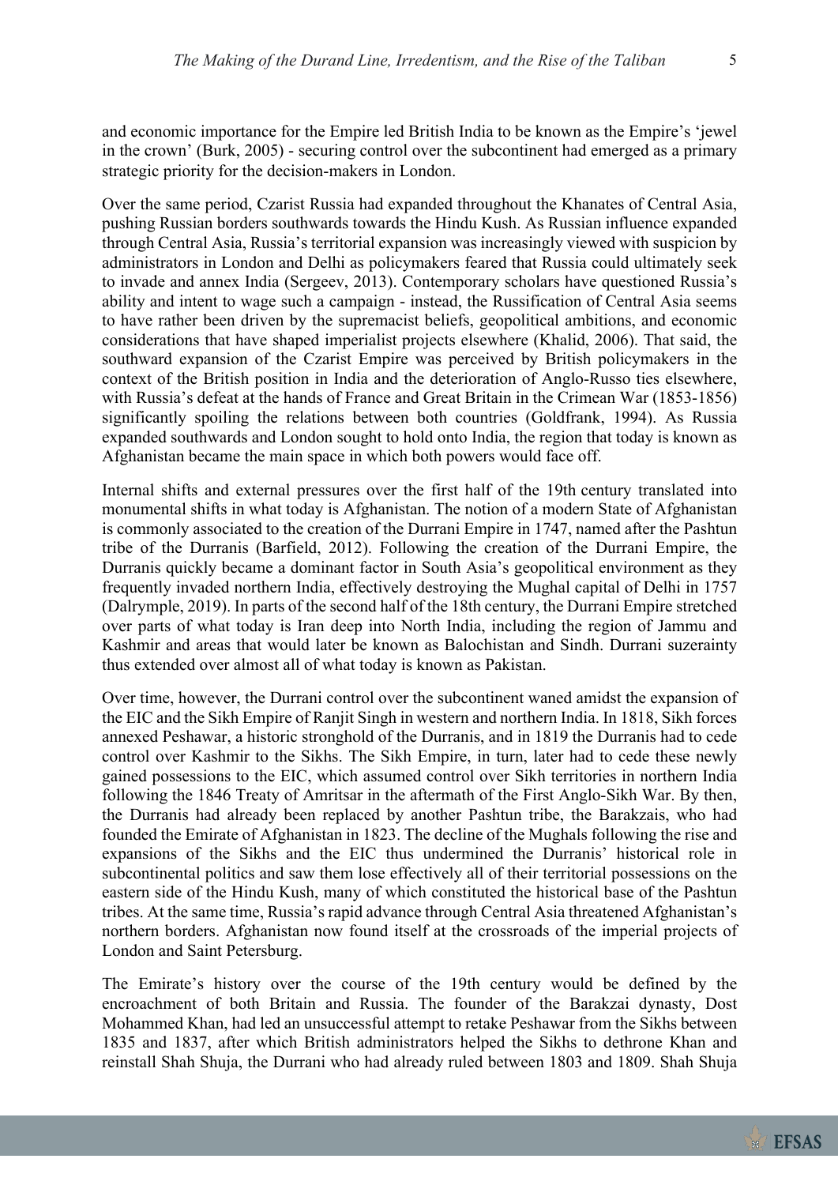and economic importance for the Empire led British India to be known as the Empire's 'jewel in the crown' (Burk, 2005) - securing control over the subcontinent had emerged as a primary strategic priority for the decision-makers in London.

Over the same period, Czarist Russia had expanded throughout the Khanates of Central Asia, pushing Russian borders southwards towards the Hindu Kush. As Russian influence expanded through Central Asia, Russia's territorial expansion was increasingly viewed with suspicion by administrators in London and Delhi as policymakers feared that Russia could ultimately seek to invade and annex India (Sergeev, 2013). Contemporary scholars have questioned Russia's ability and intent to wage such a campaign - instead, the Russification of Central Asia seems to have rather been driven by the supremacist beliefs, geopolitical ambitions, and economic considerations that have shaped imperialist projects elsewhere (Khalid, 2006). That said, the southward expansion of the Czarist Empire was perceived by British policymakers in the context of the British position in India and the deterioration of Anglo-Russo ties elsewhere, with Russia's defeat at the hands of France and Great Britain in the Crimean War (1853-1856) significantly spoiling the relations between both countries (Goldfrank, 1994). As Russia expanded southwards and London sought to hold onto India, the region that today is known as Afghanistan became the main space in which both powers would face off.

Internal shifts and external pressures over the first half of the 19th century translated into monumental shifts in what today is Afghanistan. The notion of a modern State of Afghanistan is commonly associated to the creation of the Durrani Empire in 1747, named after the Pashtun tribe of the Durranis (Barfield, 2012). Following the creation of the Durrani Empire, the Durranis quickly became a dominant factor in South Asia's geopolitical environment as they frequently invaded northern India, effectively destroying the Mughal capital of Delhi in 1757 (Dalrymple, 2019). In parts of the second half of the 18th century, the Durrani Empire stretched over parts of what today is Iran deep into North India, including the region of Jammu and Kashmir and areas that would later be known as Balochistan and Sindh. Durrani suzerainty thus extended over almost all of what today is known as Pakistan.

Over time, however, the Durrani control over the subcontinent waned amidst the expansion of the EIC and the Sikh Empire of Ranjit Singh in western and northern India. In 1818, Sikh forces annexed Peshawar, a historic stronghold of the Durranis, and in 1819 the Durranis had to cede control over Kashmir to the Sikhs. The Sikh Empire, in turn, later had to cede these newly gained possessions to the EIC, which assumed control over Sikh territories in northern India following the 1846 Treaty of Amritsar in the aftermath of the First Anglo-Sikh War. By then, the Durranis had already been replaced by another Pashtun tribe, the Barakzais, who had founded the Emirate of Afghanistan in 1823. The decline of the Mughals following the rise and expansions of the Sikhs and the EIC thus undermined the Durranis' historical role in subcontinental politics and saw them lose effectively all of their territorial possessions on the eastern side of the Hindu Kush, many of which constituted the historical base of the Pashtun tribes. At the same time, Russia's rapid advance through Central Asia threatened Afghanistan's northern borders. Afghanistan now found itself at the crossroads of the imperial projects of London and Saint Petersburg.

The Emirate's history over the course of the 19th century would be defined by the encroachment of both Britain and Russia. The founder of the Barakzai dynasty, Dost Mohammed Khan, had led an unsuccessful attempt to retake Peshawar from the Sikhs between 1835 and 1837, after which British administrators helped the Sikhs to dethrone Khan and reinstall Shah Shuja, the Durrani who had already ruled between 1803 and 1809. Shah Shuja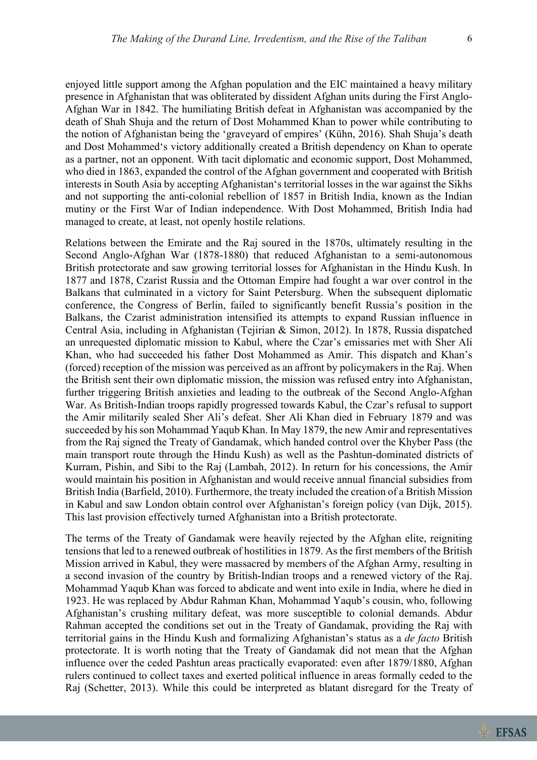enjoyed little support among the Afghan population and the EIC maintained a heavy military presence in Afghanistan that was obliterated by dissident Afghan units during the First Anglo-Afghan War in 1842. The humiliating British defeat in Afghanistan was accompanied by the death of Shah Shuja and the return of Dost Mohammed Khan to power while contributing to the notion of Afghanistan being the 'graveyard of empires' (Kühn, 2016). Shah Shuja's death and Dost Mohammed's victory additionally created a British dependency on Khan to operate as a partner, not an opponent. With tacit diplomatic and economic support, Dost Mohammed, who died in 1863, expanded the control of the Afghan government and cooperated with British interests in South Asia by accepting Afghanistan's territorial losses in the war against the Sikhs and not supporting the anti-colonial rebellion of 1857 in British India, known as the Indian mutiny or the First War of Indian independence. With Dost Mohammed, British India had managed to create, at least, not openly hostile relations.

Relations between the Emirate and the Raj soured in the 1870s, ultimately resulting in the Second Anglo-Afghan War (1878-1880) that reduced Afghanistan to a semi-autonomous British protectorate and saw growing territorial losses for Afghanistan in the Hindu Kush. In 1877 and 1878, Czarist Russia and the Ottoman Empire had fought a war over control in the Balkans that culminated in a victory for Saint Petersburg. When the subsequent diplomatic conference, the Congress of Berlin, failed to significantly benefit Russia's position in the Balkans, the Czarist administration intensified its attempts to expand Russian influence in Central Asia, including in Afghanistan (Tejirian & Simon, 2012). In 1878, Russia dispatched an unrequested diplomatic mission to Kabul, where the Czar's emissaries met with Sher Ali Khan, who had succeeded his father Dost Mohammed as Amir. This dispatch and Khan's (forced) reception of the mission was perceived as an affront by policymakers in the Raj. When the British sent their own diplomatic mission, the mission was refused entry into Afghanistan, further triggering British anxieties and leading to the outbreak of the Second Anglo-Afghan War. As British-Indian troops rapidly progressed towards Kabul, the Czar's refusal to support the Amir militarily sealed Sher Ali's defeat. Sher Ali Khan died in February 1879 and was succeeded by his son Mohammad Yaqub Khan. In May 1879, the new Amir and representatives from the Raj signed the Treaty of Gandamak, which handed control over the Khyber Pass (the main transport route through the Hindu Kush) as well as the Pashtun-dominated districts of Kurram, Pishin, and Sibi to the Raj (Lambah, 2012). In return for his concessions, the Amir would maintain his position in Afghanistan and would receive annual financial subsidies from British India (Barfield, 2010). Furthermore, the treaty included the creation of a British Mission in Kabul and saw London obtain control over Afghanistan's foreign policy (van Dijk, 2015). This last provision effectively turned Afghanistan into a British protectorate.

The terms of the Treaty of Gandamak were heavily rejected by the Afghan elite, reigniting tensions that led to a renewed outbreak of hostilities in 1879. As the first members of the British Mission arrived in Kabul, they were massacred by members of the Afghan Army, resulting in a second invasion of the country by British-Indian troops and a renewed victory of the Raj. Mohammad Yaqub Khan was forced to abdicate and went into exile in India, where he died in 1923. He was replaced by Abdur Rahman Khan, Mohammad Yaqub's cousin, who, following Afghanistan's crushing military defeat, was more susceptible to colonial demands. Abdur Rahman accepted the conditions set out in the Treaty of Gandamak, providing the Raj with territorial gains in the Hindu Kush and formalizing Afghanistan's status as a *de facto* British protectorate. It is worth noting that the Treaty of Gandamak did not mean that the Afghan influence over the ceded Pashtun areas practically evaporated: even after 1879/1880, Afghan rulers continued to collect taxes and exerted political influence in areas formally ceded to the Raj (Schetter, 2013). While this could be interpreted as blatant disregard for the Treaty of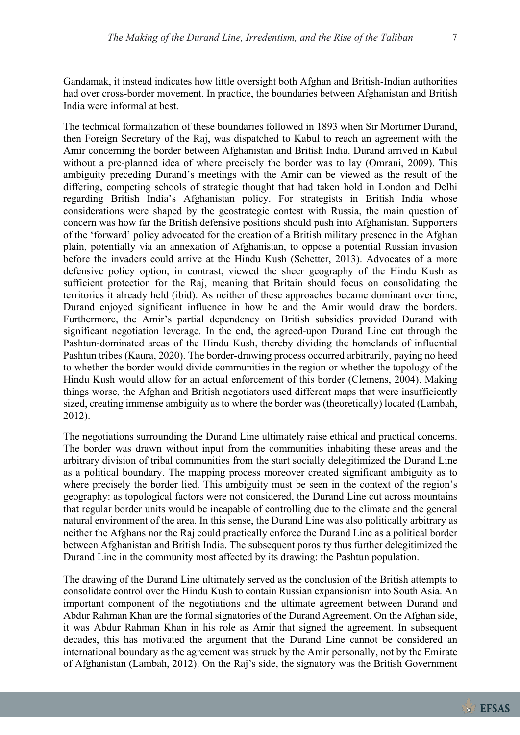Gandamak, it instead indicates how little oversight both Afghan and British-Indian authorities had over cross-border movement. In practice, the boundaries between Afghanistan and British India were informal at best.

The technical formalization of these boundaries followed in 1893 when Sir Mortimer Durand, then Foreign Secretary of the Raj, was dispatched to Kabul to reach an agreement with the Amir concerning the border between Afghanistan and British India. Durand arrived in Kabul without a pre-planned idea of where precisely the border was to lay (Omrani, 2009). This ambiguity preceding Durand's meetings with the Amir can be viewed as the result of the differing, competing schools of strategic thought that had taken hold in London and Delhi regarding British India's Afghanistan policy. For strategists in British India whose considerations were shaped by the geostrategic contest with Russia, the main question of concern was how far the British defensive positions should push into Afghanistan. Supporters of the 'forward' policy advocated for the creation of a British military presence in the Afghan plain, potentially via an annexation of Afghanistan, to oppose a potential Russian invasion before the invaders could arrive at the Hindu Kush (Schetter, 2013). Advocates of a more defensive policy option, in contrast, viewed the sheer geography of the Hindu Kush as sufficient protection for the Raj, meaning that Britain should focus on consolidating the territories it already held (ibid). As neither of these approaches became dominant over time, Durand enjoyed significant influence in how he and the Amir would draw the borders. Furthermore, the Amir's partial dependency on British subsidies provided Durand with significant negotiation leverage. In the end, the agreed-upon Durand Line cut through the Pashtun-dominated areas of the Hindu Kush, thereby dividing the homelands of influential Pashtun tribes (Kaura, 2020). The border-drawing process occurred arbitrarily, paying no heed to whether the border would divide communities in the region or whether the topology of the Hindu Kush would allow for an actual enforcement of this border (Clemens, 2004). Making things worse, the Afghan and British negotiators used different maps that were insufficiently sized, creating immense ambiguity as to where the border was (theoretically) located (Lambah, 2012).

The negotiations surrounding the Durand Line ultimately raise ethical and practical concerns. The border was drawn without input from the communities inhabiting these areas and the arbitrary division of tribal communities from the start socially delegitimized the Durand Line as a political boundary. The mapping process moreover created significant ambiguity as to where precisely the border lied. This ambiguity must be seen in the context of the region's geography: as topological factors were not considered, the Durand Line cut across mountains that regular border units would be incapable of controlling due to the climate and the general natural environment of the area. In this sense, the Durand Line was also politically arbitrary as neither the Afghans nor the Raj could practically enforce the Durand Line as a political border between Afghanistan and British India. The subsequent porosity thus further delegitimized the Durand Line in the community most affected by its drawing: the Pashtun population.

The drawing of the Durand Line ultimately served as the conclusion of the British attempts to consolidate control over the Hindu Kush to contain Russian expansionism into South Asia. An important component of the negotiations and the ultimate agreement between Durand and Abdur Rahman Khan are the formal signatories of the Durand Agreement. On the Afghan side, it was Abdur Rahman Khan in his role as Amir that signed the agreement. In subsequent decades, this has motivated the argument that the Durand Line cannot be considered an international boundary as the agreement was struck by the Amir personally, not by the Emirate of Afghanistan (Lambah, 2012). On the Raj's side, the signatory was the British Government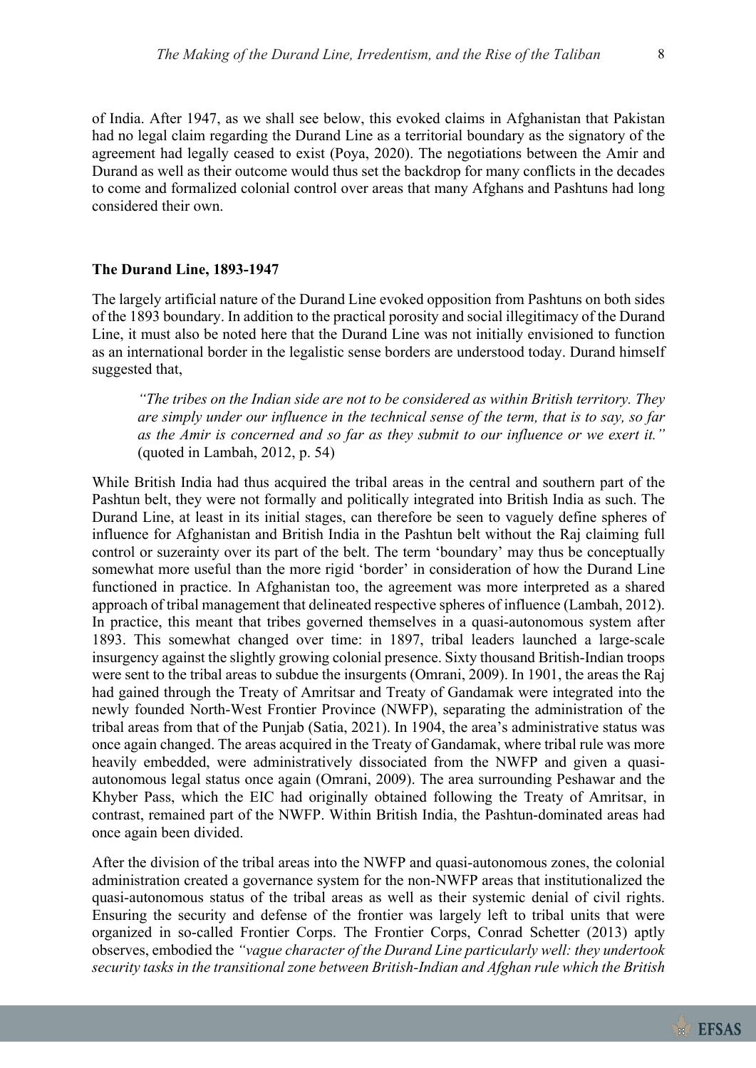of India. After 1947, as we shall see below, this evoked claims in Afghanistan that Pakistan had no legal claim regarding the Durand Line as a territorial boundary as the signatory of the agreement had legally ceased to exist (Poya, 2020). The negotiations between the Amir and Durand as well as their outcome would thus set the backdrop for many conflicts in the decades to come and formalized colonial control over areas that many Afghans and Pashtuns had long considered their own.

**The Durand Line, 1893-1947**

The largely artificial nature of the Durand Line evoked opposition from Pashtuns on both sides of the 1893 boundary. In addition to the practical porosity and social illegitimacy of the Durand Line, it must also be noted here that the Durand Line was not initially envisioned to function as an international border in the legalistic sense borders are understood today. Durand himself suggested that,

> *"The tribes on the Indian side are not to be considered as within British territory. They are simply under our influence in the technical sense of the term, that is to say, so far as the Amir is concerned and so far as they submit to our influence or we exert it."* (quoted in Lambah, 2012, p. 54)

While British India had thus acquired the tribal areas in the central and southern part of the Pashtun belt, they were not formally and politically integrated into British India as such. The Durand Line, at least in its initial stages, can therefore be seen to vaguely define spheres of influence for Afghanistan and British India in the Pashtun belt without the Raj claiming full control or suzerainty over its part of the belt. The term 'boundary' may thus be conceptually somewhat more useful than the more rigid 'border' in consideration of how the Durand Line functioned in practice. In Afghanistan too, the agreement was more interpreted as a shared approach of tribal management that delineated respective spheres of influence (Lambah, 2012). In practice, this meant that tribes governed themselves in a quasi-autonomous system after 1893. This somewhat changed over time: in 1897, tribal leaders launched a large-scale insurgency against the slightly growing colonial presence. Sixty thousand British-Indian troops were sent to the tribal areas to subdue the insurgents (Omrani, 2009). In 1901, the areas the Raj had gained through the Treaty of Amritsar and Treaty of Gandamak were integrated into the newly founded North-West Frontier Province (NWFP), separating the administration of the tribal areas from that of the Punjab (Satia, 2021). In 1904, the area's administrative status was once again changed. The areas acquired in the Treaty of Gandamak, where tribal rule was more heavily embedded, were administratively dissociated from the NWFP and given a quasi-autonomous legal status once again (Omrani, 2009). The area surrounding Peshawar and the Khyber Pass, which the EIC had originally obtained following the Treaty of Amritsar, in contrast, remained part of the NWFP. Within British India, the Pashtun-dominated areas had once again been divided.

After the division of the tribal areas into the NWFP and quasi-autonomous zones, the colonial administration created a governance system for the non-NWFP areas that institutionalized the quasi-autonomous status of the tribal areas as well as their systemic denial of civil rights. Ensuring the security and defense of the frontier was largely left to tribal units that were organized in so-called Frontier Corps. The Frontier Corps, Conrad Schetter (2013) aptly observes, embodied the *"vague character of the Durand Line particularly well: they undertook security tasks in the transitional zone between British-Indian and Afghan rule which the British*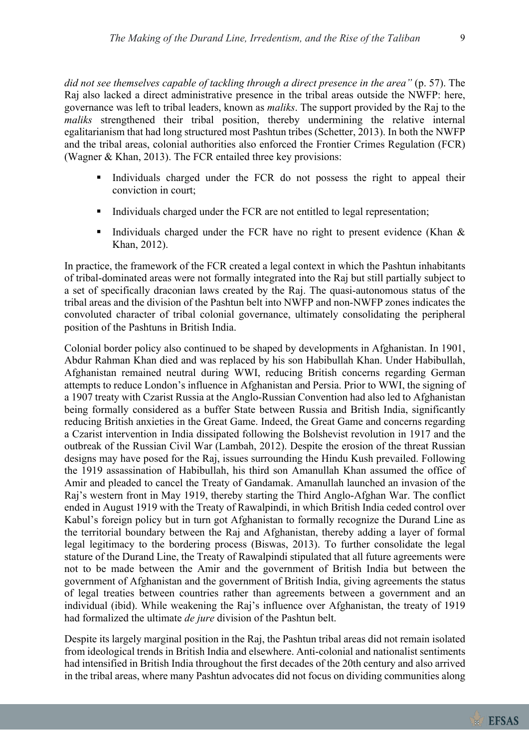*did not see themselves capable of tackling through a direct presence in the area"* (p. 57). The Raj also lacked a direct administrative presence in the tribal areas outside the NWFP: here, governance was left to tribal leaders, known as *maliks*. The support provided by the Raj to the *maliks* strengthened their tribal position, thereby undermining the relative internal egalitarianism that had long structured most Pashtun tribes (Schetter, 2013). In both the NWFP and the tribal areas, colonial authorities also enforced the Frontier Crimes Regulation (FCR) (Wagner & Khan, 2013). The FCR entailed three key provisions:

- Individuals charged under the FCR do not possess the right to appeal their conviction in court;
- Individuals charged under the FCR are not entitled to legal representation;
- Individuals charged under the FCR have no right to present evidence (Khan & Khan, 2012).

In practice, the framework of the FCR created a legal context in which the Pashtun inhabitants of tribal-dominated areas were not formally integrated into the Raj but still partially subject to a set of specifically draconian laws created by the Raj. The quasi-autonomous status of the tribal areas and the division of the Pashtun belt into NWFP and non-NWFP zones indicates the convoluted character of tribal colonial governance, ultimately consolidating the peripheral position of the Pashtuns in British India.

Colonial border policy also continued to be shaped by developments in Afghanistan. In 1901, Abdur Rahman Khan died and was replaced by his son Habibullah Khan. Under Habibullah, Afghanistan remained neutral during WWI, reducing British concerns regarding German attempts to reduce London's influence in Afghanistan and Persia. Prior to WWI, the signing of a 1907 treaty with Czarist Russia at the Anglo-Russian Convention had also led to Afghanistan being formally considered as a buffer State between Russia and British India, significantly reducing British anxieties in the Great Game. Indeed, the Great Game and concerns regarding a Czarist intervention in India dissipated following the Bolshevist revolution in 1917 and the outbreak of the Russian Civil War (Lambah, 2012). Despite the erosion of the threat Russian designs may have posed for the Raj, issues surrounding the Hindu Kush prevailed. Following the 1919 assassination of Habibullah, his third son Amanullah Khan assumed the office of Amir and pleaded to cancel the Treaty of Gandamak. Amanullah launched an invasion of the Raj's western front in May 1919, thereby starting the Third Anglo-Afghan War. The conflict ended in August 1919 with the Treaty of Rawalpindi, in which British India ceded control over Kabul's foreign policy but in turn got Afghanistan to formally recognize the Durand Line as the territorial boundary between the Raj and Afghanistan, thereby adding a layer of formal legal legitimacy to the bordering process (Biswas, 2013). To further consolidate the legal stature of the Durand Line, the Treaty of Rawalpindi stipulated that all future agreements were not to be made between the Amir and the government of British India but between the government of Afghanistan and the government of British India, giving agreements the status of legal treaties between countries rather than agreements between a government and an individual (ibid). While weakening the Raj's influence over Afghanistan, the treaty of 1919 had formalized the ultimate *de jure* division of the Pashtun belt.

Despite its largely marginal position in the Raj, the Pashtun tribal areas did not remain isolated from ideological trends in British India and elsewhere. Anti-colonial and nationalist sentiments had intensified in British India throughout the first decades of the 20th century and also arrived in the tribal areas, where many Pashtun advocates did not focus on dividing communities along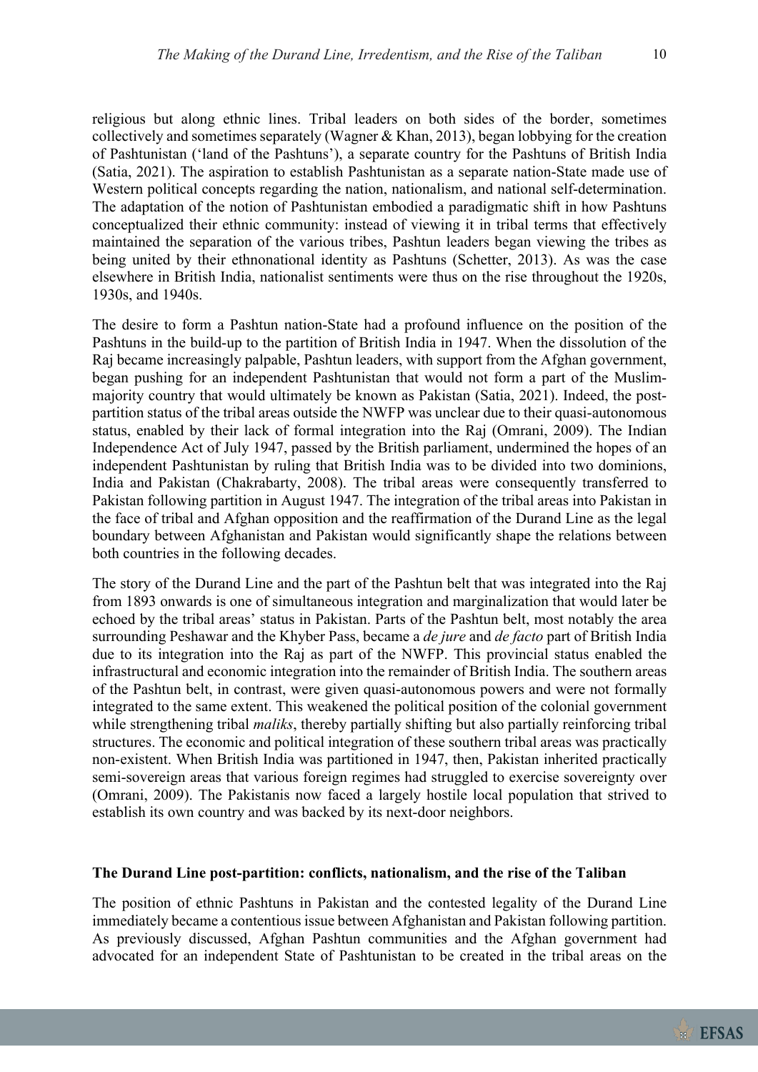religious but along ethnic lines. Tribal leaders on both sides of the border, sometimes collectively and sometimes separately (Wagner & Khan, 2013), began lobbying for the creation of Pashtunistan ('land of the Pashtuns'), a separate country for the Pashtuns of British India (Satia, 2021). The aspiration to establish Pashtunistan as a separate nation-State made use of Western political concepts regarding the nation, nationalism, and national self-determination. The adaptation of the notion of Pashtunistan embodied a paradigmatic shift in how Pashtuns conceptualized their ethnic community: instead of viewing it in tribal terms that effectively maintained the separation of the various tribes, Pashtun leaders began viewing the tribes as being united by their ethnonational identity as Pashtuns (Schetter, 2013). As was the case elsewhere in British India, nationalist sentiments were thus on the rise throughout the 1920s, 1930s, and 1940s.

The desire to form a Pashtun nation-State had a profound influence on the position of the Pashtuns in the build-up to the partition of British India in 1947. When the dissolution of the Raj became increasingly palpable, Pashtun leaders, with support from the Afghan government, began pushing for an independent Pashtunistan that would not form a part of the Muslim-majority country that would ultimately be known as Pakistan (Satia, 2021). Indeed, the post-partition status of the tribal areas outside the NWFP was unclear due to their quasi-autonomous status, enabled by their lack of formal integration into the Raj (Omrani, 2009). The Indian Independence Act of July 1947, passed by the British parliament, undermined the hopes of an independent Pashtunistan by ruling that British India was to be divided into two dominions, India and Pakistan (Chakrabarty, 2008). The tribal areas were consequently transferred to Pakistan following partition in August 1947. The integration of the tribal areas into Pakistan in the face of tribal and Afghan opposition and the reaffirmation of the Durand Line as the legal boundary between Afghanistan and Pakistan would significantly shape the relations between both countries in the following decades.

The story of the Durand Line and the part of the Pashtun belt that was integrated into the Raj from 1893 onwards is one of simultaneous integration and marginalization that would later be echoed by the tribal areas' status in Pakistan. Parts of the Pashtun belt, most notably the area surrounding Peshawar and the Khyber Pass, became a *de jure* and *de facto* part of British India due to its integration into the Raj as part of the NWFP. This provincial status enabled the infrastructural and economic integration into the remainder of British India. The southern areas of the Pashtun belt, in contrast, were given quasi-autonomous powers and were not formally integrated to the same extent. This weakened the political position of the colonial government while strengthening tribal *maliks*, thereby partially shifting but also partially reinforcing tribal structures. The economic and political integration of these southern tribal areas was practically non-existent. When British India was partitioned in 1947, then, Pakistan inherited practically semi-sovereign areas that various foreign regimes had struggled to exercise sovereignty over (Omrani, 2009). The Pakistanis now faced a largely hostile local population that strived to establish its own country and was backed by its next-door neighbors.

## The Durand Line post-partition: conflicts, nationalism, and the rise of the Taliban

The position of ethnic Pashtuns in Pakistan and the contested legality of the Durand Line immediately became a contentious issue between Afghanistan and Pakistan following partition. As previously discussed, Afghan Pashtun communities and the Afghan government had advocated for an independent State of Pashtunistan to be created in the tribal areas on the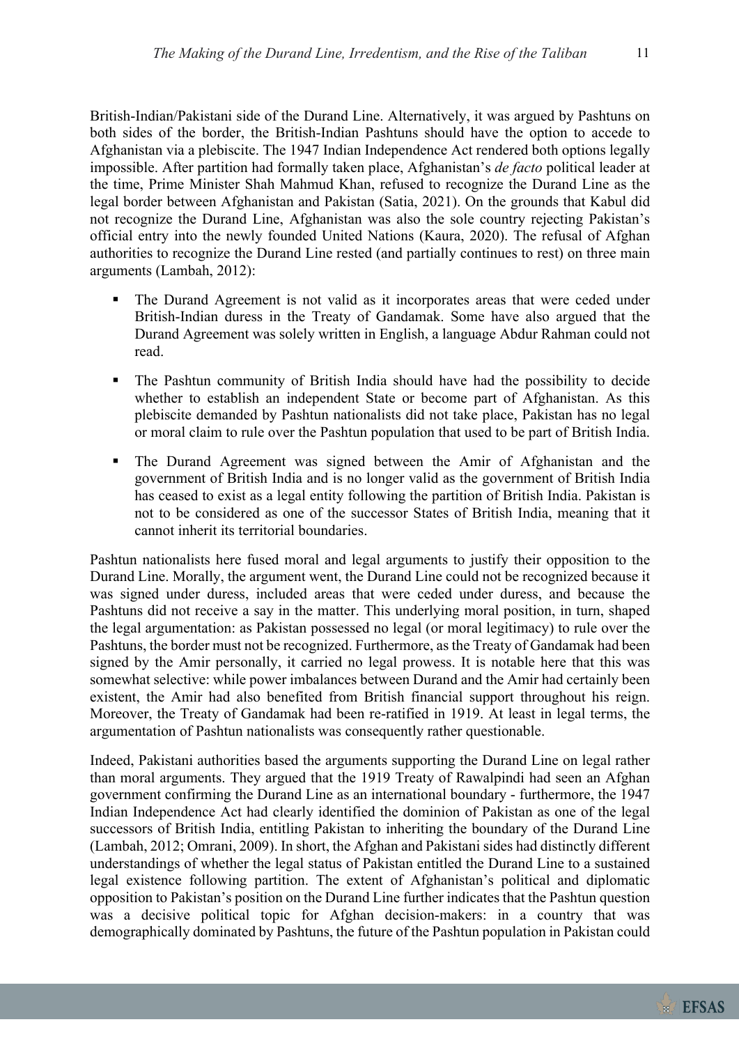British-Indian/Pakistani side of the Durand Line. Alternatively, it was argued by Pashtuns on both sides of the border, the British-Indian Pashtuns should have the option to accede to Afghanistan via a plebiscite. The 1947 Indian Independence Act rendered both options legally impossible. After partition had formally taken place, Afghanistan's *de facto* political leader at the time, Prime Minister Shah Mahmud Khan, refused to recognize the Durand Line as the legal border between Afghanistan and Pakistan (Satia, 2021). On the grounds that Kabul did not recognize the Durand Line, Afghanistan was also the sole country rejecting Pakistan's official entry into the newly founded United Nations (Kaura, 2020). The refusal of Afghan authorities to recognize the Durand Line rested (and partially continues to rest) on three main arguments (Lambah, 2012):

- The Durand Agreement is not valid as it incorporates areas that were ceded under British-Indian duress in the Treaty of Gandamak. Some have also argued that the Durand Agreement was solely written in English, a language Abdur Rahman could not read.
- The Pashtun community of British India should have had the possibility to decide whether to establish an independent State or become part of Afghanistan. As this plebiscite demanded by Pashtun nationalists did not take place, Pakistan has no legal or moral claim to rule over the Pashtun population that used to be part of British India.
- The Durand Agreement was signed between the Amir of Afghanistan and the government of British India and is no longer valid as the government of British India has ceased to exist as a legal entity following the partition of British India. Pakistan is not to be considered as one of the successor States of British India, meaning that it cannot inherit its territorial boundaries.

Pashtun nationalists here fused moral and legal arguments to justify their opposition to the Durand Line. Morally, the argument went, the Durand Line could not be recognized because it was signed under duress, included areas that were ceded under duress, and because the Pashtuns did not receive a say in the matter. This underlying moral position, in turn, shaped the legal argumentation: as Pakistan possessed no legal (or moral legitimacy) to rule over the Pashtuns, the border must not be recognized. Furthermore, as the Treaty of Gandamak had been signed by the Amir personally, it carried no legal prowess. It is notable here that this was somewhat selective: while power imbalances between Durand and the Amir had certainly been existent, the Amir had also benefited from British financial support throughout his reign. Moreover, the Treaty of Gandamak had been re-ratified in 1919. At least in legal terms, the argumentation of Pashtun nationalists was consequently rather questionable.

Indeed, Pakistani authorities based the arguments supporting the Durand Line on legal rather than moral arguments. They argued that the 1919 Treaty of Rawalpindi had seen an Afghan government confirming the Durand Line as an international boundary - furthermore, the 1947 Indian Independence Act had clearly identified the dominion of Pakistan as one of the legal successors of British India, entitling Pakistan to inheriting the boundary of the Durand Line (Lambah, 2012; Omrani, 2009). In short, the Afghan and Pakistani sides had distinctly different understandings of whether the legal status of Pakistan entitled the Durand Line to a sustained legal existence following partition. The extent of Afghanistan's political and diplomatic opposition to Pakistan's position on the Durand Line further indicates that the Pashtun question was a decisive political topic for Afghan decision-makers: in a country that was demographically dominated by Pashtuns, the future of the Pashtun population in Pakistan could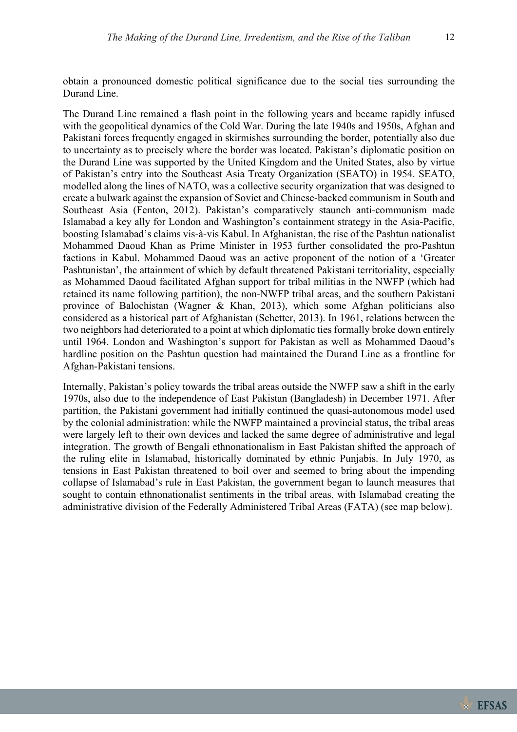obtain a pronounced domestic political significance due to the social ties surrounding the Durand Line.

The Durand Line remained a flash point in the following years and became rapidly infused with the geopolitical dynamics of the Cold War. During the late 1940s and 1950s, Afghan and Pakistani forces frequently engaged in skirmishes surrounding the border, potentially also due to uncertainty as to precisely where the border was located. Pakistan's diplomatic position on the Durand Line was supported by the United Kingdom and the United States, also by virtue of Pakistan's entry into the Southeast Asia Treaty Organization (SEATO) in 1954. SEATO, modelled along the lines of NATO, was a collective security organization that was designed to create a bulwark against the expansion of Soviet and Chinese-backed communism in South and Southeast Asia (Fenton, 2012). Pakistan's comparatively staunch anti-communism made Islamabad a key ally for London and Washington's containment strategy in the Asia-Pacific, boosting Islamabad's claims vis-à-vis Kabul. In Afghanistan, the rise of the Pashtun nationalist Mohammed Daoud Khan as Prime Minister in 1953 further consolidated the pro-Pashtun factions in Kabul. Mohammed Daoud was an active proponent of the notion of a 'Greater Pashtunistan', the attainment of which by default threatened Pakistani territoriality, especially as Mohammed Daoud facilitated Afghan support for tribal militias in the NWFP (which had retained its name following partition), the non-NWFP tribal areas, and the southern Pakistani province of Balochistan (Wagner & Khan, 2013), which some Afghan politicians also considered as a historical part of Afghanistan (Schetter, 2013). In 1961, relations between the two neighbors had deteriorated to a point at which diplomatic ties formally broke down entirely until 1964. London and Washington's support for Pakistan as well as Mohammed Daoud's hardline position on the Pashtun question had maintained the Durand Line as a frontline for Afghan-Pakistani tensions.

Internally, Pakistan's policy towards the tribal areas outside the NWFP saw a shift in the early 1970s, also due to the independence of East Pakistan (Bangladesh) in December 1971. After partition, the Pakistani government had initially continued the quasi-autonomous model used by the colonial administration: while the NWFP maintained a provincial status, the tribal areas were largely left to their own devices and lacked the same degree of administrative and legal integration. The growth of Bengali ethnonationalism in East Pakistan shifted the approach of the ruling elite in Islamabad, historically dominated by ethnic Punjabis. In July 1970, as tensions in East Pakistan threatened to boil over and seemed to bring about the impending collapse of Islamabad's rule in East Pakistan, the government began to launch measures that sought to contain ethnonationalist sentiments in the tribal areas, with Islamabad creating the administrative division of the Federally Administered Tribal Areas (FATA) (see map below).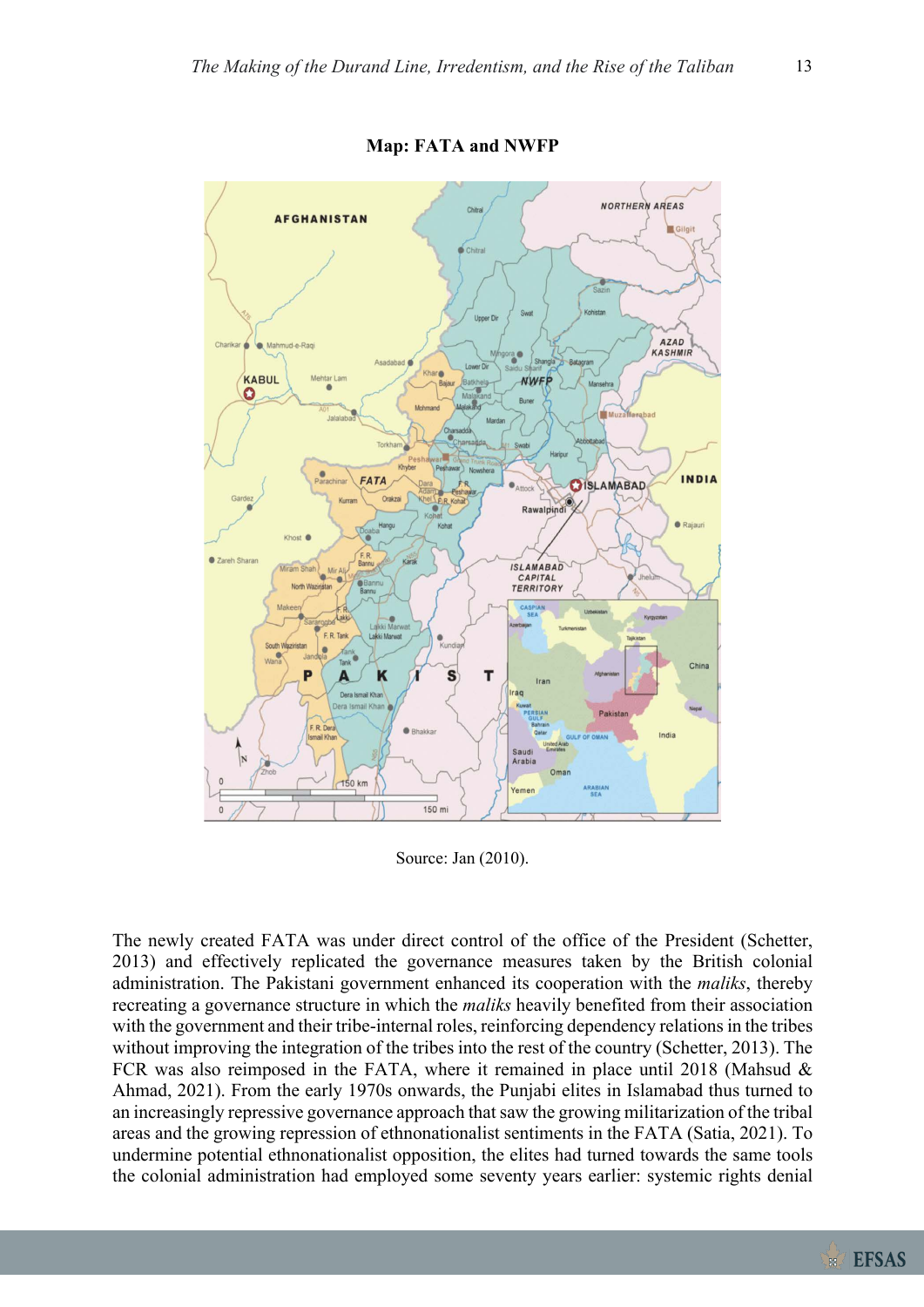**Map: FATA and NWFP**

Source: Jan (2010).

The newly created FATA was under direct control of the office of the President (Schetter, 2013) and effectively replicated the governance measures taken by the British colonial administration. The Pakistani government enhanced its cooperation with the *maliks*, thereby recreating a governance structure in which the *maliks* heavily benefited from their association with the government and their tribe-internal roles, reinforcing dependency relations in the tribes without improving the integration of the tribes into the rest of the country (Schetter, 2013). The FCR was also reimposed in the FATA, where it remained in place until 2018 (Mahsud & Ahmad, 2021). From the early 1970s onwards, the Punjabi elites in Islamabad thus turned to an increasingly repressive governance approach that saw the growing militarization of the tribal areas and the growing repression of ethnonationalist sentiments in the FATA (Satia, 2021). To undermine potential ethnonationalist opposition, the elites had turned towards the same tools the colonial administration had employed some seventy years earlier: systemic rights denial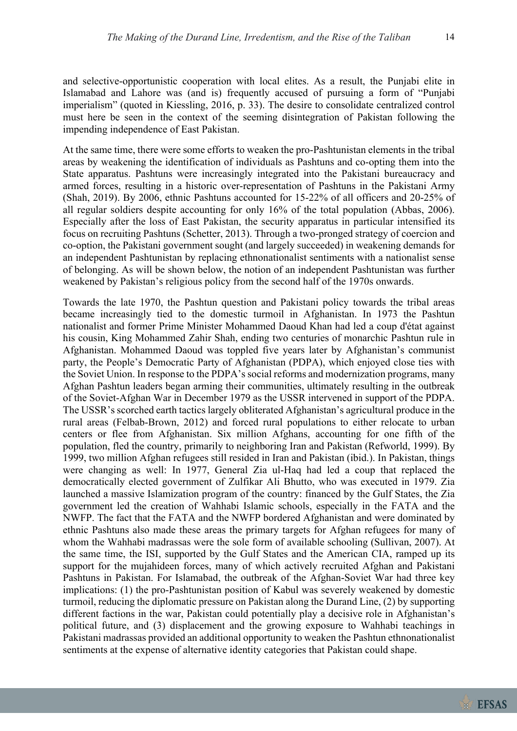and selective-opportunistic cooperation with local elites. As a result, the Punjabi elite in Islamabad and Lahore was (and is) frequently accused of pursuing a form of "Punjabi imperialism" (quoted in Kiessling, 2016, p. 33). The desire to consolidate centralized control must here be seen in the context of the seeming disintegration of Pakistan following the impending independence of East Pakistan.

At the same time, there were some efforts to weaken the pro-Pashtunistan elements in the tribal areas by weakening the identification of individuals as Pashtuns and co-opting them into the State apparatus. Pashtuns were increasingly integrated into the Pakistani bureaucracy and armed forces, resulting in a historic over-representation of Pashtuns in the Pakistani Army (Shah, 2019). By 2006, ethnic Pashtuns accounted for 15-22% of all officers and 20-25% of all regular soldiers despite accounting for only 16% of the total population (Abbas, 2006). Especially after the loss of East Pakistan, the security apparatus in particular intensified its focus on recruiting Pashtuns (Schetter, 2013). Through a two-pronged strategy of coercion and co-option, the Pakistani government sought (and largely succeeded) in weakening demands for an independent Pashtunistan by replacing ethnonationalist sentiments with a nationalist sense of belonging. As will be shown below, the notion of an independent Pashtunistan was further weakened by Pakistan's religious policy from the second half of the 1970s onwards.

Towards the late 1970, the Pashtun question and Pakistani policy towards the tribal areas became increasingly tied to the domestic turmoil in Afghanistan. In 1973 the Pashtun nationalist and former Prime Minister Mohammed Daoud Khan had led a coup d'état against his cousin, King Mohammed Zahir Shah, ending two centuries of monarchic Pashtun rule in Afghanistan. Mohammed Daoud was toppled five years later by Afghanistan's communist party, the People's Democratic Party of Afghanistan (PDPA), which enjoyed close ties with the Soviet Union. In response to the PDPA's social reforms and modernization programs, many Afghan Pashtun leaders began arming their communities, ultimately resulting in the outbreak of the Soviet-Afghan War in December 1979 as the USSR intervened in support of the PDPA. The USSR's scorched earth tactics largely obliterated Afghanistan's agricultural produce in the rural areas (Felbab-Brown, 2012) and forced rural populations to either relocate to urban centers or flee from Afghanistan. Six million Afghans, accounting for one fifth of the population, fled the country, primarily to neighboring Iran and Pakistan (Refworld, 1999). By 1999, two million Afghan refugees still resided in Iran and Pakistan (ibid.). In Pakistan, things were changing as well: In 1977, General Zia ul-Haq had led a coup that replaced the democratically elected government of Zulfikar Ali Bhutto, who was executed in 1979. Zia launched a massive Islamization program of the country: financed by the Gulf States, the Zia government led the creation of Wahhabi Islamic schools, especially in the FATA and the NWFP. The fact that the FATA and the NWFP bordered Afghanistan and were dominated by ethnic Pashtuns also made these areas the primary targets for Afghan refugees for many of whom the Wahhabi madrassas were the sole form of available schooling (Sullivan, 2007). At the same time, the ISI, supported by the Gulf States and the American CIA, ramped up its support for the mujahideen forces, many of which actively recruited Afghan and Pakistani Pashtuns in Pakistan. For Islamabad, the outbreak of the Afghan-Soviet War had three key implications: (1) the pro-Pashtunistan position of Kabul was severely weakened by domestic turmoil, reducing the diplomatic pressure on Pakistan along the Durand Line, (2) by supporting different factions in the war, Pakistan could potentially play a decisive role in Afghanistan's political future, and (3) displacement and the growing exposure to Wahhabi teachings in Pakistani madrassas provided an additional opportunity to weaken the Pashtun ethnonationalist sentiments at the expense of alternative identity categories that Pakistan could shape.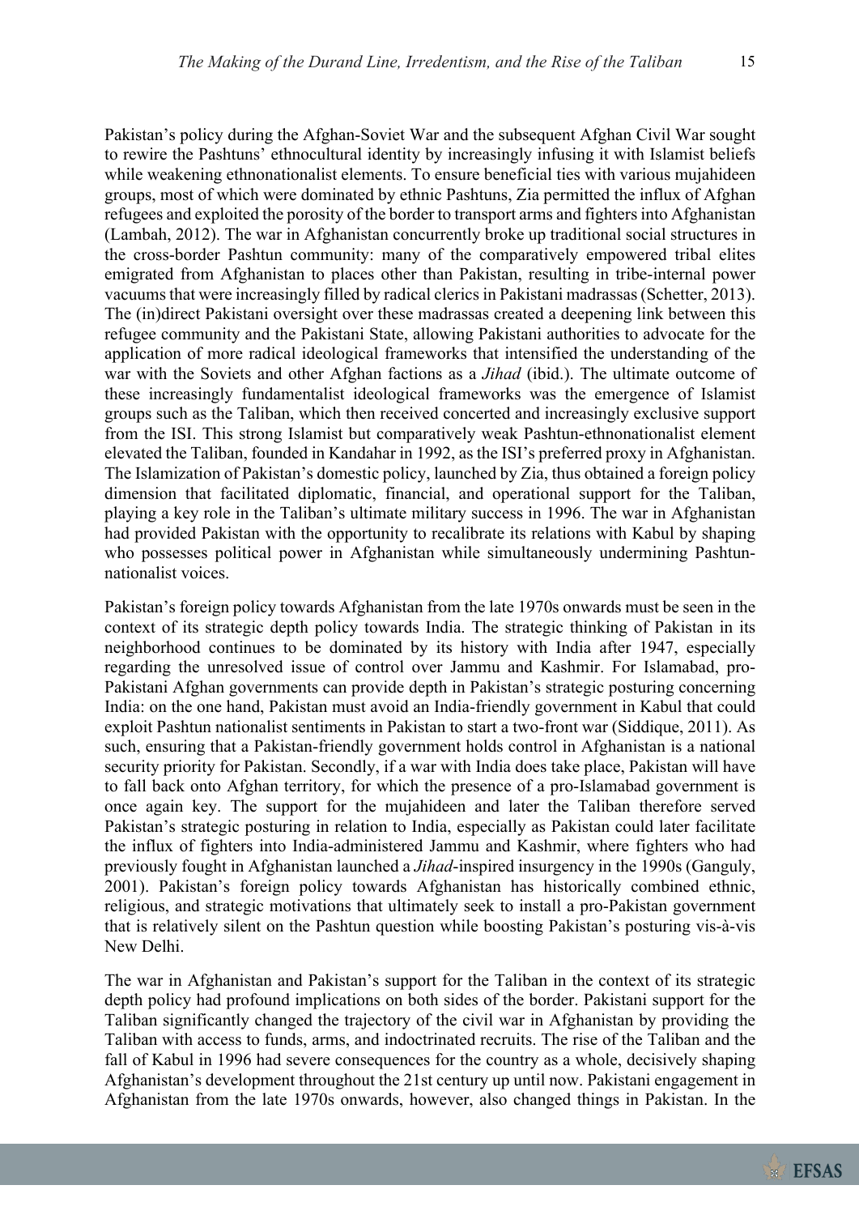Pakistan's policy during the Afghan-Soviet War and the subsequent Afghan Civil War sought to rewire the Pashtuns' ethnocultural identity by increasingly infusing it with Islamist beliefs while weakening ethnonationalist elements. To ensure beneficial ties with various mujahideen groups, most of which were dominated by ethnic Pashtuns, Zia permitted the influx of Afghan refugees and exploited the porosity of the border to transport arms and fighters into Afghanistan (Lambah, 2012). The war in Afghanistan concurrently broke up traditional social structures in the cross-border Pashtun community: many of the comparatively empowered tribal elites emigrated from Afghanistan to places other than Pakistan, resulting in tribe-internal power vacuums that were increasingly filled by radical clerics in Pakistani madrassas (Schetter, 2013). The (in)direct Pakistani oversight over these madrassas created a deepening link between this refugee community and the Pakistani State, allowing Pakistani authorities to advocate for the application of more radical ideological frameworks that intensified the understanding of the war with the Soviets and other Afghan factions as a *Jihad* (ibid.). The ultimate outcome of these increasingly fundamentalist ideological frameworks was the emergence of Islamist groups such as the Taliban, which then received concerted and increasingly exclusive support from the ISI. This strong Islamist but comparatively weak Pashtun-ethnonationalist element elevated the Taliban, founded in Kandahar in 1992, as the ISI's preferred proxy in Afghanistan. The Islamization of Pakistan's domestic policy, launched by Zia, thus obtained a foreign policy dimension that facilitated diplomatic, financial, and operational support for the Taliban, playing a key role in the Taliban's ultimate military success in 1996. The war in Afghanistan had provided Pakistan with the opportunity to recalibrate its relations with Kabul by shaping who possesses political power in Afghanistan while simultaneously undermining Pashtun-nationalist voices.

Pakistan's foreign policy towards Afghanistan from the late 1970s onwards must be seen in the context of its strategic depth policy towards India. The strategic thinking of Pakistan in its neighborhood continues to be dominated by its history with India after 1947, especially regarding the unresolved issue of control over Jammu and Kashmir. For Islamabad, pro-Pakistani Afghan governments can provide depth in Pakistan's strategic posturing concerning India: on the one hand, Pakistan must avoid an India-friendly government in Kabul that could exploit Pashtun nationalist sentiments in Pakistan to start a two-front war (Siddique, 2011). As such, ensuring that a Pakistan-friendly government holds control in Afghanistan is a national security priority for Pakistan. Secondly, if a war with India does take place, Pakistan will have to fall back onto Afghan territory, for which the presence of a pro-Islamabad government is once again key. The support for the mujahideen and later the Taliban therefore served Pakistan's strategic posturing in relation to India, especially as Pakistan could later facilitate the influx of fighters into India-administered Jammu and Kashmir, where fighters who had previously fought in Afghanistan launched a *Jihad*-inspired insurgency in the 1990s (Ganguly, 2001). Pakistan's foreign policy towards Afghanistan has historically combined ethnic, religious, and strategic motivations that ultimately seek to install a pro-Pakistan government that is relatively silent on the Pashtun question while boosting Pakistan's posturing vis-à-vis New Delhi.

The war in Afghanistan and Pakistan's support for the Taliban in the context of its strategic depth policy had profound implications on both sides of the border. Pakistani support for the Taliban significantly changed the trajectory of the civil war in Afghanistan by providing the Taliban with access to funds, arms, and indoctrinated recruits. The rise of the Taliban and the fall of Kabul in 1996 had severe consequences for the country as a whole, decisively shaping Afghanistan's development throughout the 21st century up until now. Pakistani engagement in Afghanistan from the late 1970s onwards, however, also changed things in Pakistan. In the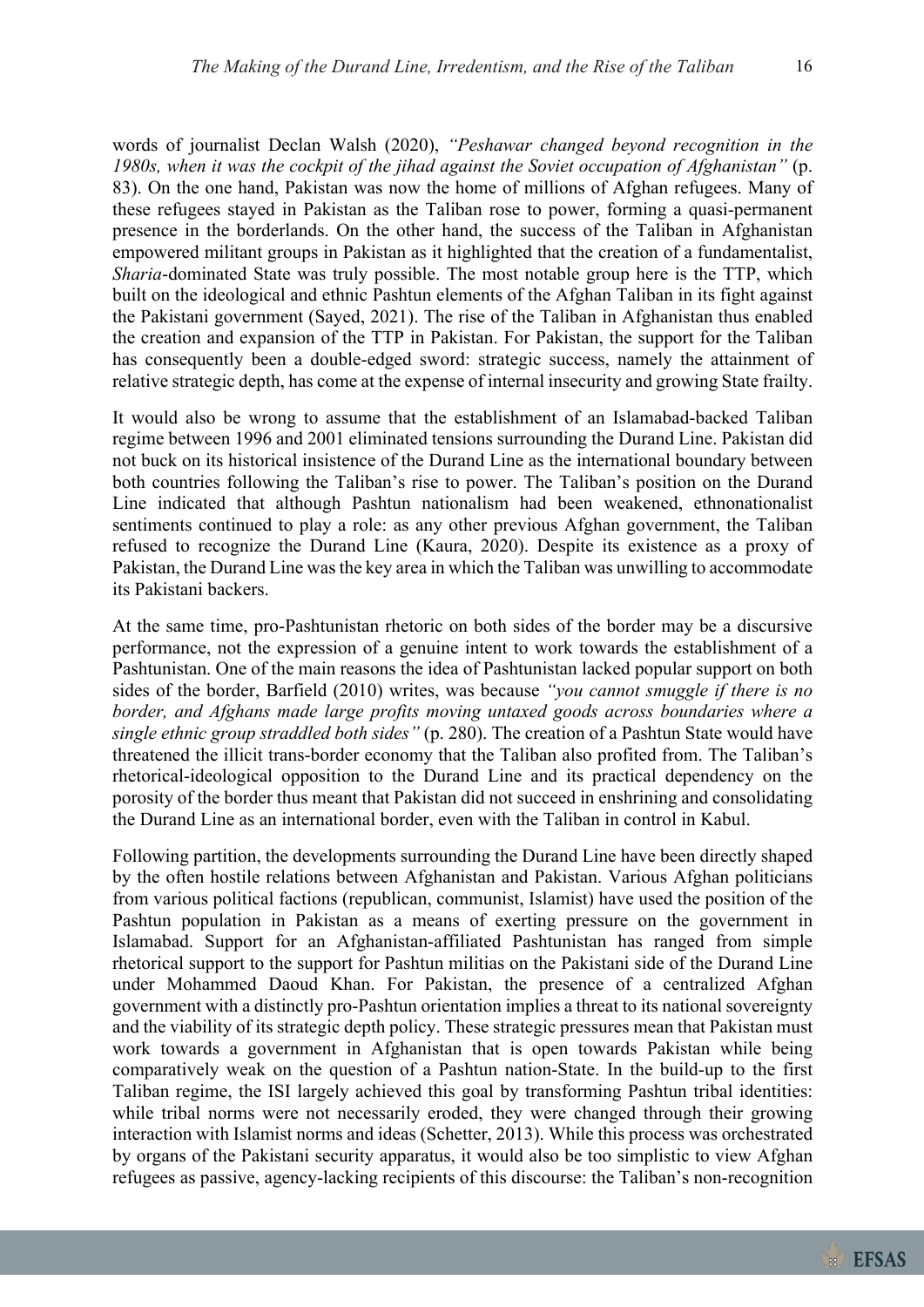words of journalist Declan Walsh (2020), *"Peshawar changed beyond recognition in the 1980s, when it was the cockpit of the jihad against the Soviet occupation of Afghanistan"* (p. 83). On the one hand, Pakistan was now the home of millions of Afghan refugees. Many of these refugees stayed in Pakistan as the Taliban rose to power, forming a quasi-permanent presence in the borderlands. On the other hand, the success of the Taliban in Afghanistan empowered militant groups in Pakistan as it highlighted that the creation of a fundamentalist, *Sharia*-dominated State was truly possible. The most notable group here is the TTP, which built on the ideological and ethnic Pashtun elements of the Afghan Taliban in its fight against the Pakistani government (Sayed, 2021). The rise of the Taliban in Afghanistan thus enabled the creation and expansion of the TTP in Pakistan. For Pakistan, the support for the Taliban has consequently been a double-edged sword: strategic success, namely the attainment of relative strategic depth, has come at the expense of internal insecurity and growing State frailty.

It would also be wrong to assume that the establishment of an Islamabad-backed Taliban regime between 1996 and 2001 eliminated tensions surrounding the Durand Line. Pakistan did not buck on its historical insistence of the Durand Line as the international boundary between both countries following the Taliban's rise to power. The Taliban's position on the Durand Line indicated that although Pashtun nationalism had been weakened, ethnonationalist sentiments continued to play a role: as any other previous Afghan government, the Taliban refused to recognize the Durand Line (Kaura, 2020). Despite its existence as a proxy of Pakistan, the Durand Line was the key area in which the Taliban was unwilling to accommodate its Pakistani backers.

At the same time, pro-Pashtunistan rhetoric on both sides of the border may be a discursive performance, not the expression of a genuine intent to work towards the establishment of a Pashtunistan. One of the main reasons the idea of Pashtunistan lacked popular support on both sides of the border, Barfield (2010) writes, was because *"you cannot smuggle if there is no border, and Afghans made large profits moving untaxed goods across boundaries where a single ethnic group straddled both sides"* (p. 280). The creation of a Pashtun State would have threatened the illicit trans-border economy that the Taliban also profited from. The Taliban's rhetorical-ideological opposition to the Durand Line and its practical dependency on the porosity of the border thus meant that Pakistan did not succeed in enshrining and consolidating the Durand Line as an international border, even with the Taliban in control in Kabul.

Following partition, the developments surrounding the Durand Line have been directly shaped by the often hostile relations between Afghanistan and Pakistan. Various Afghan politicians from various political factions (republican, communist, Islamist) have used the position of the Pashtun population in Pakistan as a means of exerting pressure on the government in Islamabad. Support for an Afghanistan-affiliated Pashtunistan has ranged from simple rhetorical support to the support for Pashtun militias on the Pakistani side of the Durand Line under Mohammed Daoud Khan. For Pakistan, the presence of a centralized Afghan government with a distinctly pro-Pashtun orientation implies a threat to its national sovereignty and the viability of its strategic depth policy. These strategic pressures mean that Pakistan must work towards a government in Afghanistan that is open towards Pakistan while being comparatively weak on the question of a Pashtun nation-State. In the build-up to the first Taliban regime, the ISI largely achieved this goal by transforming Pashtun tribal identities: while tribal norms were not necessarily eroded, they were changed through their growing interaction with Islamist norms and ideas (Schetter, 2013). While this process was orchestrated by organs of the Pakistani security apparatus, it would also be too simplistic to view Afghan refugees as passive, agency-lacking recipients of this discourse: the Taliban's non-recognition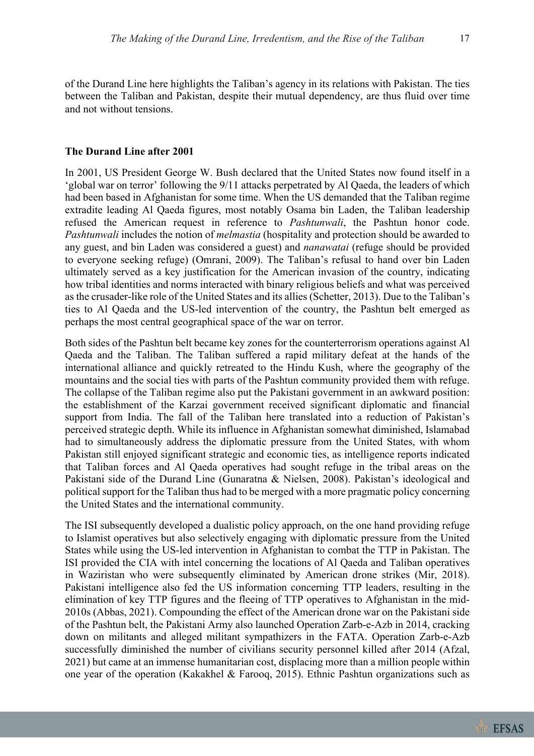of the Durand Line here highlights the Taliban's agency in its relations with Pakistan. The ties between the Taliban and Pakistan, despite their mutual dependency, are thus fluid over time and not without tensions.

**The Durand Line after 2001**

In 2001, US President George W. Bush declared that the United States now found itself in a 'global war on terror' following the 9/11 attacks perpetrated by Al Qaeda, the leaders of which had been based in Afghanistan for some time. When the US demanded that the Taliban regime extradite leading Al Qaeda figures, most notably Osama bin Laden, the Taliban leadership refused the American request in reference to *Pashtunwali*, the Pashtun honor code. *Pashtunwali* includes the notion of *melmastia* (hospitality and protection should be awarded to any guest, and bin Laden was considered a guest) and *nanawatai* (refuge should be provided to everyone seeking refuge) (Omrani, 2009). The Taliban's refusal to hand over bin Laden ultimately served as a key justification for the American invasion of the country, indicating how tribal identities and norms interacted with binary religious beliefs and what was perceived as the crusader-like role of the United States and its allies (Schetter, 2013). Due to the Taliban's ties to Al Qaeda and the US-led intervention of the country, the Pashtun belt emerged as perhaps the most central geographical space of the war on terror.

Both sides of the Pashtun belt became key zones for the counterterrorism operations against Al Qaeda and the Taliban. The Taliban suffered a rapid military defeat at the hands of the international alliance and quickly retreated to the Hindu Kush, where the geography of the mountains and the social ties with parts of the Pashtun community provided them with refuge. The collapse of the Taliban regime also put the Pakistani government in an awkward position: the establishment of the Karzai government received significant diplomatic and financial support from India. The fall of the Taliban here translated into a reduction of Pakistan's perceived strategic depth. While its influence in Afghanistan somewhat diminished, Islamabad had to simultaneously address the diplomatic pressure from the United States, with whom Pakistan still enjoyed significant strategic and economic ties, as intelligence reports indicated that Taliban forces and Al Qaeda operatives had sought refuge in the tribal areas on the Pakistani side of the Durand Line (Gunaratna & Nielsen, 2008). Pakistan's ideological and political support for the Taliban thus had to be merged with a more pragmatic policy concerning the United States and the international community.

The ISI subsequently developed a dualistic policy approach, on the one hand providing refuge to Islamist operatives but also selectively engaging with diplomatic pressure from the United States while using the US-led intervention in Afghanistan to combat the TTP in Pakistan. The ISI provided the CIA with intel concerning the locations of Al Qaeda and Taliban operatives in Waziristan who were subsequently eliminated by American drone strikes (Mir, 2018). Pakistani intelligence also fed the US information concerning TTP leaders, resulting in the elimination of key TTP figures and the fleeing of TTP operatives to Afghanistan in the mid-2010s (Abbas, 2021). Compounding the effect of the American drone war on the Pakistani side of the Pashtun belt, the Pakistani Army also launched Operation Zarb-e-Azb in 2014, cracking down on militants and alleged militant sympathizers in the FATA. Operation Zarb-e-Azb successfully diminished the number of civilians security personnel killed after 2014 (Afzal, 2021) but came at an immense humanitarian cost, displacing more than a million people within one year of the operation (Kakakhel & Farooq, 2015). Ethnic Pashtun organizations such as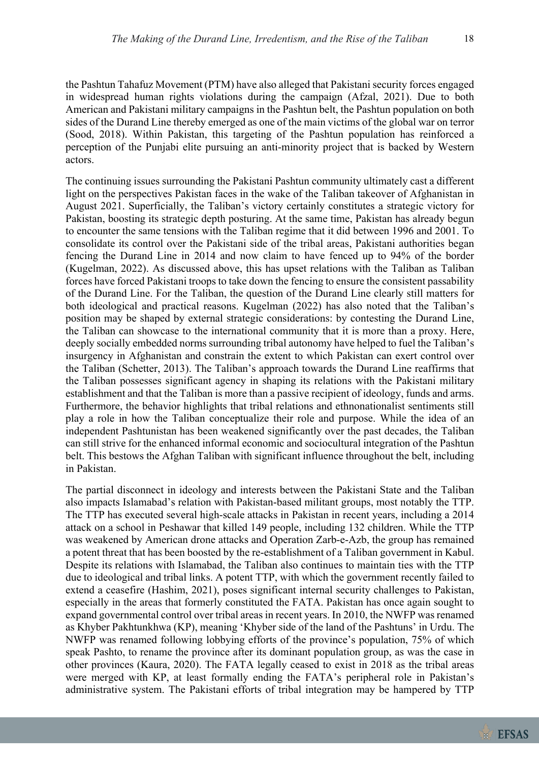the Pashtun Tahafuz Movement (PTM) have also alleged that Pakistani security forces engaged in widespread human rights violations during the campaign (Afzal, 2021). Due to both American and Pakistani military campaigns in the Pashtun belt, the Pashtun population on both sides of the Durand Line thereby emerged as one of the main victims of the global war on terror (Sood, 2018). Within Pakistan, this targeting of the Pashtun population has reinforced a perception of the Punjabi elite pursuing an anti-minority project that is backed by Western actors.

The continuing issues surrounding the Pakistani Pashtun community ultimately cast a different light on the perspectives Pakistan faces in the wake of the Taliban takeover of Afghanistan in August 2021. Superficially, the Taliban's victory certainly constitutes a strategic victory for Pakistan, boosting its strategic depth posturing. At the same time, Pakistan has already begun to encounter the same tensions with the Taliban regime that it did between 1996 and 2001. To consolidate its control over the Pakistani side of the tribal areas, Pakistani authorities began fencing the Durand Line in 2014 and now claim to have fenced up to 94% of the border (Kugelman, 2022). As discussed above, this has upset relations with the Taliban as Taliban forces have forced Pakistani troops to take down the fencing to ensure the consistent passability of the Durand Line. For the Taliban, the question of the Durand Line clearly still matters for both ideological and practical reasons. Kugelman (2022) has also noted that the Taliban's position may be shaped by external strategic considerations: by contesting the Durand Line, the Taliban can showcase to the international community that it is more than a proxy. Here, deeply socially embedded norms surrounding tribal autonomy have helped to fuel the Taliban's insurgency in Afghanistan and constrain the extent to which Pakistan can exert control over the Taliban (Schetter, 2013). The Taliban's approach towards the Durand Line reaffirms that the Taliban possesses significant agency in shaping its relations with the Pakistani military establishment and that the Taliban is more than a passive recipient of ideology, funds and arms. Furthermore, the behavior highlights that tribal relations and ethnonationalist sentiments still play a role in how the Taliban conceptualize their role and purpose. While the idea of an independent Pashtunistan has been weakened significantly over the past decades, the Taliban can still strive for the enhanced informal economic and sociocultural integration of the Pashtun belt. This bestows the Afghan Taliban with significant influence throughout the belt, including in Pakistan.

The partial disconnect in ideology and interests between the Pakistani State and the Taliban also impacts Islamabad's relation with Pakistan-based militant groups, most notably the TTP. The TTP has executed several high-scale attacks in Pakistan in recent years, including a 2014 attack on a school in Peshawar that killed 149 people, including 132 children. While the TTP was weakened by American drone attacks and Operation Zarb-e-Azb, the group has remained a potent threat that has been boosted by the re-establishment of a Taliban government in Kabul. Despite its relations with Islamabad, the Taliban also continues to maintain ties with the TTP due to ideological and tribal links. A potent TTP, with which the government recently failed to extend a ceasefire (Hashim, 2021), poses significant internal security challenges to Pakistan, especially in the areas that formerly constituted the FATA. Pakistan has once again sought to expand governmental control over tribal areas in recent years. In 2010, the NWFP was renamed as Khyber Pakhtunkhwa (KP), meaning 'Khyber side of the land of the Pashtuns' in Urdu. The NWFP was renamed following lobbying efforts of the province's population, 75% of which speak Pashto, to rename the province after its dominant population group, as was the case in other provinces (Kaura, 2020). The FATA legally ceased to exist in 2018 as the tribal areas were merged with KP, at least formally ending the FATA's peripheral role in Pakistan's administrative system. The Pakistani efforts of tribal integration may be hampered by TTP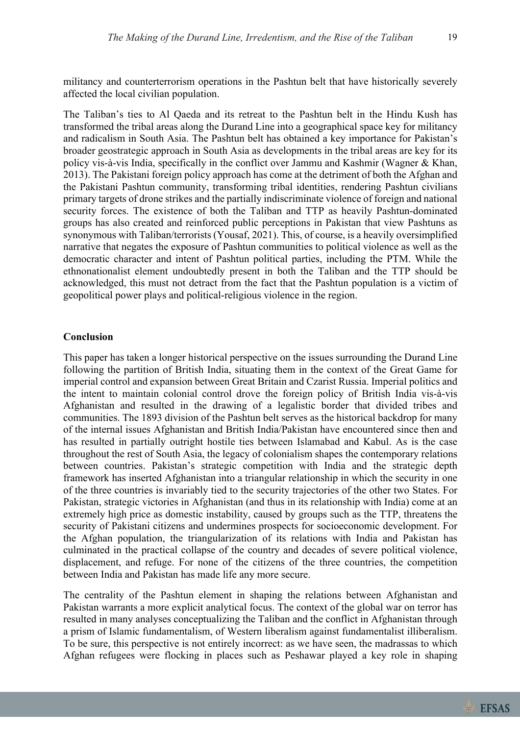militancy and counterterrorism operations in the Pashtun belt that have historically severely affected the local civilian population.

The Taliban's ties to Al Qaeda and its retreat to the Pashtun belt in the Hindu Kush has transformed the tribal areas along the Durand Line into a geographical space key for militancy and radicalism in South Asia. The Pashtun belt has obtained a key importance for Pakistan's broader geostrategic approach in South Asia as developments in the tribal areas are key for its policy vis-à-vis India, specifically in the conflict over Jammu and Kashmir (Wagner & Khan, 2013). The Pakistani foreign policy approach has come at the detriment of both the Afghan and the Pakistani Pashtun community, transforming tribal identities, rendering Pashtun civilians primary targets of drone strikes and the partially indiscriminate violence of foreign and national security forces. The existence of both the Taliban and TTP as heavily Pashtun-dominated groups has also created and reinforced public perceptions in Pakistan that view Pashtuns as synonymous with Taliban/terrorists (Yousaf, 2021). This, of course, is a heavily oversimplified narrative that negates the exposure of Pashtun communities to political violence as well as the democratic character and intent of Pashtun political parties, including the PTM. While the ethnonationalist element undoubtedly present in both the Taliban and the TTP should be acknowledged, this must not detract from the fact that the Pashtun population is a victim of geopolitical power plays and political-religious violence in the region.

## Conclusion

This paper has taken a longer historical perspective on the issues surrounding the Durand Line following the partition of British India, situating them in the context of the Great Game for imperial control and expansion between Great Britain and Czarist Russia. Imperial politics and the intent to maintain colonial control drove the foreign policy of British India vis-à-vis Afghanistan and resulted in the drawing of a legalistic border that divided tribes and communities. The 1893 division of the Pashtun belt serves as the historical backdrop for many of the internal issues Afghanistan and British India/Pakistan have encountered since then and has resulted in partially outright hostile ties between Islamabad and Kabul. As is the case throughout the rest of South Asia, the legacy of colonialism shapes the contemporary relations between countries. Pakistan's strategic competition with India and the strategic depth framework has inserted Afghanistan into a triangular relationship in which the security in one of the three countries is invariably tied to the security trajectories of the other two States. For Pakistan, strategic victories in Afghanistan (and thus in its relationship with India) come at an extremely high price as domestic instability, caused by groups such as the TTP, threatens the security of Pakistani citizens and undermines prospects for socioeconomic development. For the Afghan population, the triangularization of its relations with India and Pakistan has culminated in the practical collapse of the country and decades of severe political violence, displacement, and refuge. For none of the citizens of the three countries, the competition between India and Pakistan has made life any more secure.

The centrality of the Pashtun element in shaping the relations between Afghanistan and Pakistan warrants a more explicit analytical focus. The context of the global war on terror has resulted in many analyses conceptualizing the Taliban and the conflict in Afghanistan through a prism of Islamic fundamentalism, of Western liberalism against fundamentalist illiberalism. To be sure, this perspective is not entirely incorrect: as we have seen, the madrassas to which Afghan refugees were flocking in places such as Peshawar played a key role in shaping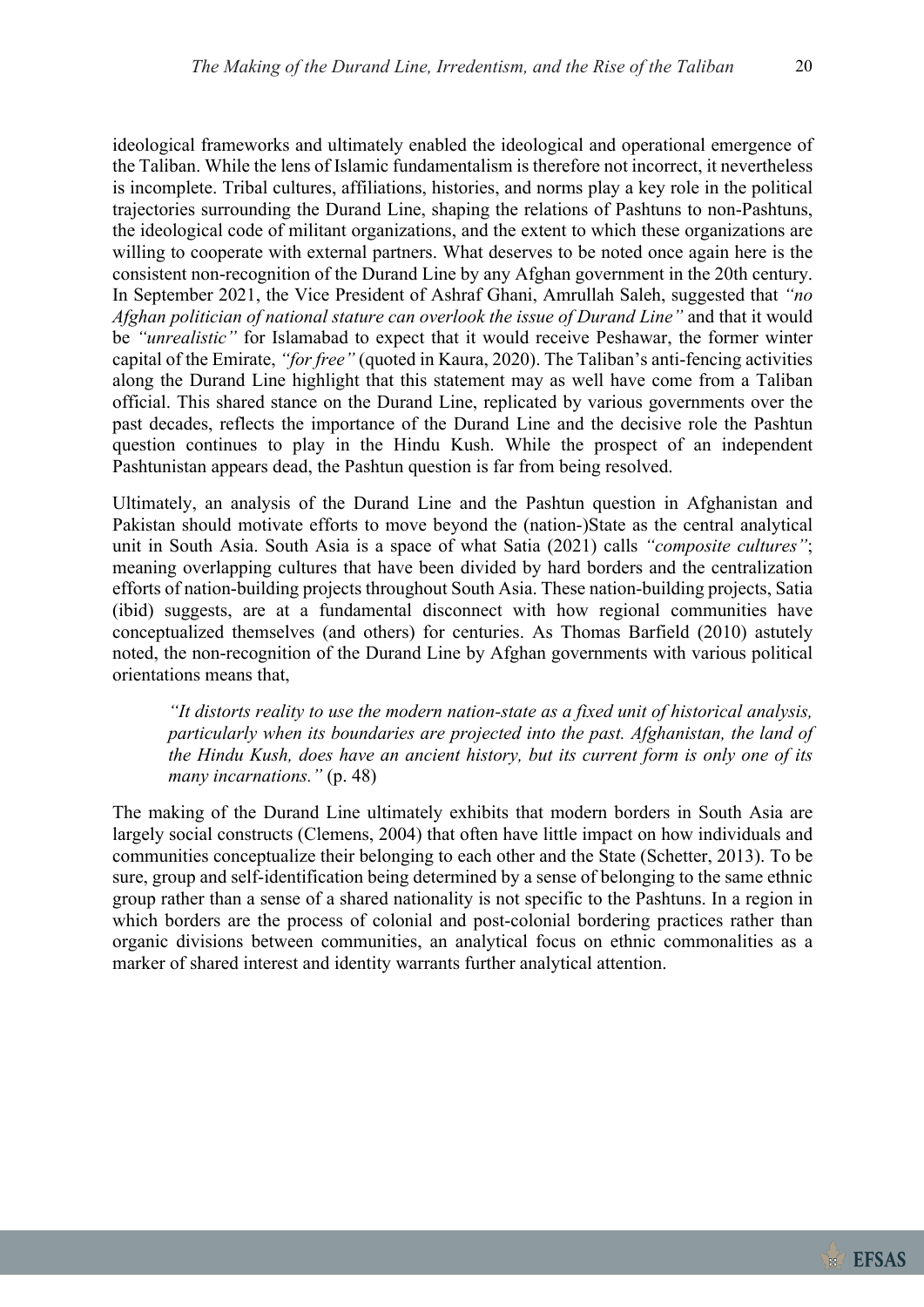ideological frameworks and ultimately enabled the ideological and operational emergence of the Taliban. While the lens of Islamic fundamentalism is therefore not incorrect, it nevertheless is incomplete. Tribal cultures, affiliations, histories, and norms play a key role in the political trajectories surrounding the Durand Line, shaping the relations of Pashtuns to non-Pashtuns, the ideological code of militant organizations, and the extent to which these organizations are willing to cooperate with external partners. What deserves to be noted once again here is the consistent non-recognition of the Durand Line by any Afghan government in the 20th century. In September 2021, the Vice President of Ashraf Ghani, Amrullah Saleh, suggested that *"no Afghan politician of national stature can overlook the issue of Durand Line"* and that it would be *"unrealistic"* for Islamabad to expect that it would receive Peshawar, the former winter capital of the Emirate, *"for free"* (quoted in Kaura, 2020). The Taliban's anti-fencing activities along the Durand Line highlight that this statement may as well have come from a Taliban official. This shared stance on the Durand Line, replicated by various governments over the past decades, reflects the importance of the Durand Line and the decisive role the Pashtun question continues to play in the Hindu Kush. While the prospect of an independent Pashtunistan appears dead, the Pashtun question is far from being resolved.

Ultimately, an analysis of the Durand Line and the Pashtun question in Afghanistan and Pakistan should motivate efforts to move beyond the (nation-)State as the central analytical unit in South Asia. South Asia is a space of what Satia (2021) calls *"composite cultures"*; meaning overlapping cultures that have been divided by hard borders and the centralization efforts of nation-building projects throughout South Asia. These nation-building projects, Satia (ibid) suggests, are at a fundamental disconnect with how regional communities have conceptualized themselves (and others) for centuries. As Thomas Barfield (2010) astutely noted, the non-recognition of the Durand Line by Afghan governments with various political orientations means that,

> *"It distorts reality to use the modern nation-state as a fixed unit of historical analysis, particularly when its boundaries are projected into the past. Afghanistan, the land of the Hindu Kush, does have an ancient history, but its current form is only one of its many incarnations."* (p. 48)

The making of the Durand Line ultimately exhibits that modern borders in South Asia are largely social constructs (Clemens, 2004) that often have little impact on how individuals and communities conceptualize their belonging to each other and the State (Schetter, 2013). To be sure, group and self-identification being determined by a sense of belonging to the same ethnic group rather than a sense of a shared nationality is not specific to the Pashtuns. In a region in which borders are the process of colonial and post-colonial bordering practices rather than organic divisions between communities, an analytical focus on ethnic commonalities as a marker of shared interest and identity warrants further analytical attention.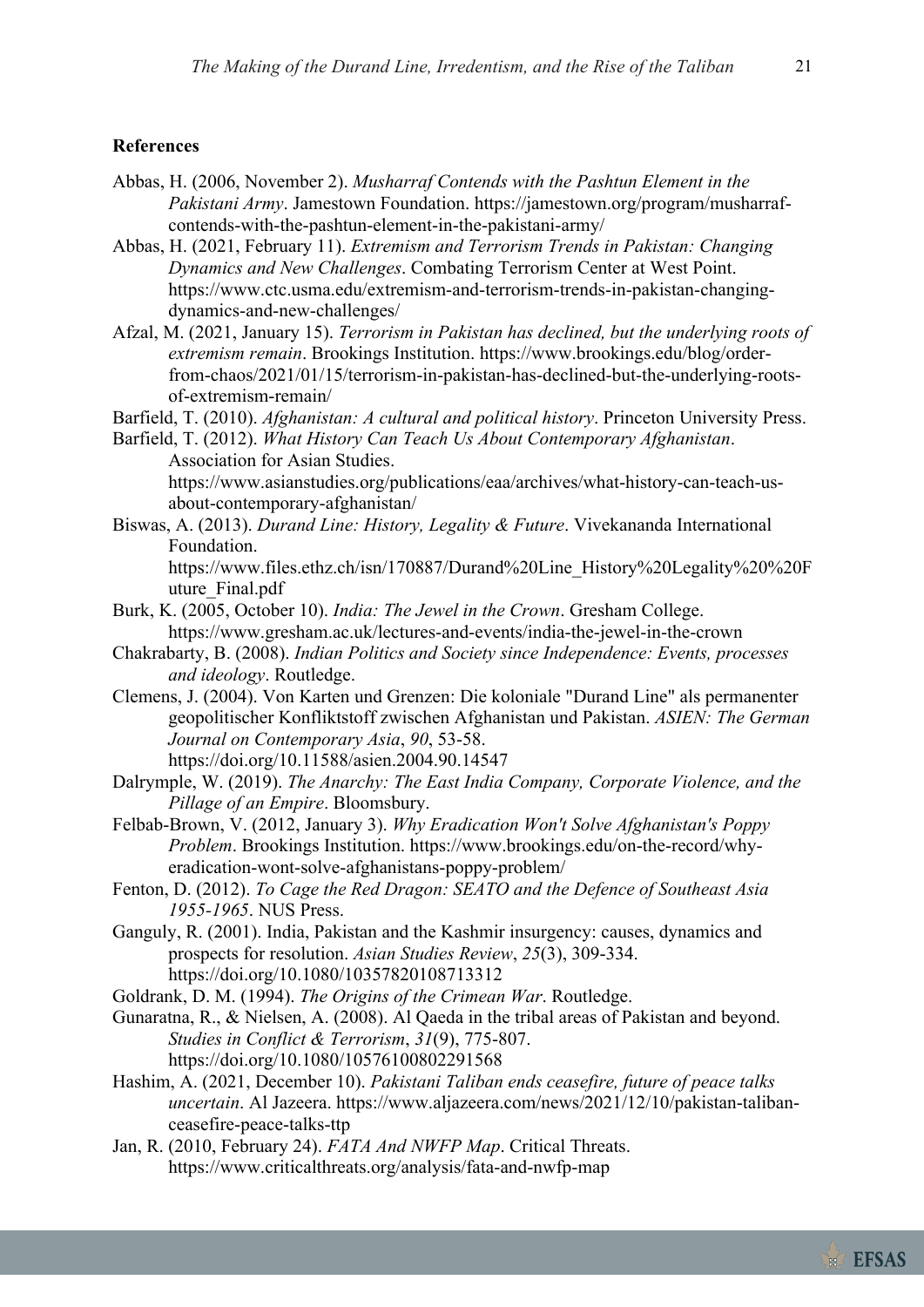## References

Abbas, H. (2006, November 2). *Musharraf Contends with the Pashtun Element in the Pakistani Army*. Jamestown Foundation. https://jamestown.org/program/musharraf-contends-with-the-pashtun-element-in-the-pakistani-army/

Abbas, H. (2021, February 11). *Extremism and Terrorism Trends in Pakistan: Changing Dynamics and New Challenges*. Combating Terrorism Center at West Point. https://www.ctc.usma.edu/extremism-and-terrorism-trends-in-pakistan-changing-dynamics-and-new-challenges/

Afzal, M. (2021, January 15). *Terrorism in Pakistan has declined, but the underlying roots of extremism remain*. Brookings Institution. https://www.brookings.edu/blog/order-from-chaos/2021/01/15/terrorism-in-pakistan-has-declined-but-the-underlying-roots-of-extremism-remain/

Barfield, T. (2010). *Afghanistan: A cultural and political history*. Princeton University Press.

Barfield, T. (2012). *What History Can Teach Us About Contemporary Afghanistan*. Association for Asian Studies. https://www.asianstudies.org/publications/eaa/archives/what-history-can-teach-us-about-contemporary-afghanistan/

Biswas, A. (2013). *Durand Line: History, Legality & Future*. Vivekananda International Foundation. https://www.files.ethz.ch/isn/170887/Durand%20Line_History%20Legality%20%20Future_Final.pdf

Burk, K. (2005, October 10). *India: The Jewel in the Crown*. Gresham College. https://www.gresham.ac.uk/lectures-and-events/india-the-jewel-in-the-crown

Chakrabarty, B. (2008). *Indian Politics and Society since Independence: Events, processes and ideology*. Routledge.

Clemens, J. (2004). Von Karten und Grenzen: Die koloniale "Durand Line" als permanenter geopolitischer Konfliktstoff zwischen Afghanistan und Pakistan. *ASIEN: The German Journal on Contemporary Asia*, *90*, 53-58. https://doi.org/10.11588/asien.2004.90.14547

Dalrymple, W. (2019). *The Anarchy: The East India Company, Corporate Violence, and the Pillage of an Empire*. Bloomsbury.

Felbab-Brown, V. (2012, January 3). *Why Eradication Won't Solve Afghanistan's Poppy Problem*. Brookings Institution. https://www.brookings.edu/on-the-record/why-eradication-wont-solve-afghanistans-poppy-problem/

Fenton, D. (2012). *To Cage the Red Dragon: SEATO and the Defence of Southeast Asia 1955-1965*. NUS Press.

Ganguly, R. (2001). India, Pakistan and the Kashmir insurgency: causes, dynamics and prospects for resolution. *Asian Studies Review*, *25*(3), 309-334. https://doi.org/10.1080/10357820108713312

Goldrank, D. M. (1994). *The Origins of the Crimean War*. Routledge.

Gunaratna, R., & Nielsen, A. (2008). Al Qaeda in the tribal areas of Pakistan and beyond. *Studies in Conflict & Terrorism*, *31*(9), 775-807. https://doi.org/10.1080/10576100802291568

Hashim, A. (2021, December 10). *Pakistani Taliban ends ceasefire, future of peace talks uncertain*. Al Jazeera. https://www.aljazeera.com/news/2021/12/10/pakistan-taliban-ceasefire-peace-talks-ttp

Jan, R. (2010, February 24). *FATA And NWFP Map*. Critical Threats. https://www.criticalthreats.org/analysis/fata-and-nwfp-map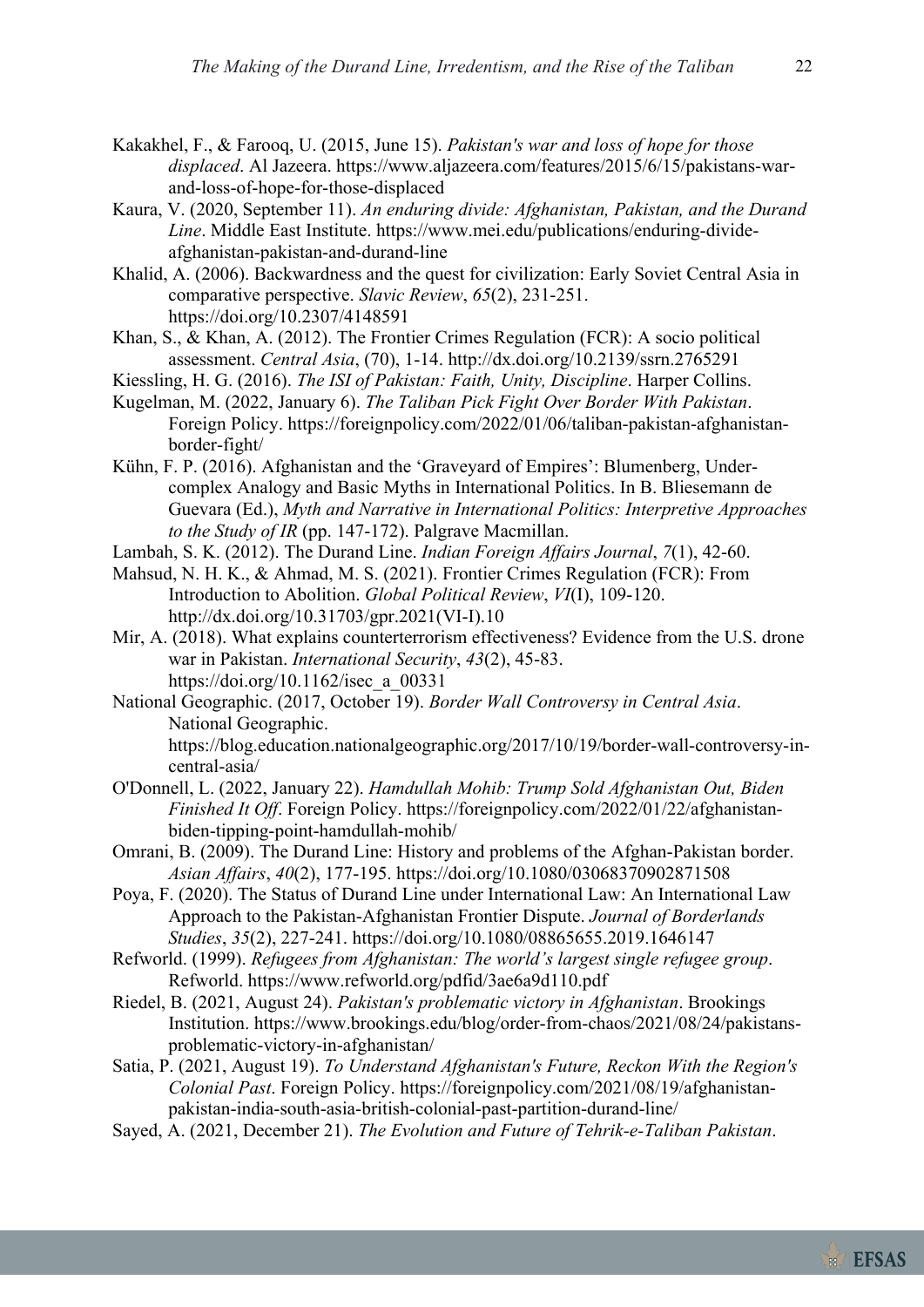Kakakhel, F., & Farooq, U. (2015, June 15). *Pakistan's war and loss of hope for those displaced*. Al Jazeera. https://www.aljazeera.com/features/2015/6/15/pakistans-war-and-loss-of-hope-for-those-displaced

Kaura, V. (2020, September 11). *An enduring divide: Afghanistan, Pakistan, and the Durand Line*. Middle East Institute. https://www.mei.edu/publications/enduring-divide-afghanistan-pakistan-and-durand-line

Khalid, A. (2006). Backwardness and the quest for civilization: Early Soviet Central Asia in comparative perspective. *Slavic Review*, *65*(2), 231-251. https://doi.org/10.2307/4148591

Khan, S., & Khan, A. (2012). The Frontier Crimes Regulation (FCR): A socio political assessment. *Central Asia*, (70), 1-14. http://dx.doi.org/10.2139/ssrn.2765291

Kiessling, H. G. (2016). *The ISI of Pakistan: Faith, Unity, Discipline*. Harper Collins.

Kugelman, M. (2022, January 6). *The Taliban Pick Fight Over Border With Pakistan*. Foreign Policy. https://foreignpolicy.com/2022/01/06/taliban-pakistan-afghanistan-border-fight/

Kühn, F. P. (2016). Afghanistan and the 'Graveyard of Empires': Blumenberg, Under-complex Analogy and Basic Myths in International Politics. In B. Bliesemann de Guevara (Ed.), *Myth and Narrative in International Politics: Interpretive Approaches to the Study of IR* (pp. 147-172). Palgrave Macmillan.

Lambah, S. K. (2012). The Durand Line. *Indian Foreign Affairs Journal*, *7*(1), 42-60.

Mahsud, N. H. K., & Ahmad, M. S. (2021). Frontier Crimes Regulation (FCR): From Introduction to Abolition. *Global Political Review*, *VI*(I), 109-120. http://dx.doi.org/10.31703/gpr.2021(VI-I).10

Mir, A. (2018). What explains counterterrorism effectiveness? Evidence from the U.S. drone war in Pakistan. *International Security*, *43*(2), 45-83. https://doi.org/10.1162/isec_a_00331

National Geographic. (2017, October 19). *Border Wall Controversy in Central Asia*. National Geographic. https://blog.education.nationalgeographic.org/2017/10/19/border-wall-controversy-in-central-asia/

O'Donnell, L. (2022, January 22). *Hamdullah Mohib: Trump Sold Afghanistan Out, Biden Finished It Off*. Foreign Policy. https://foreignpolicy.com/2022/01/22/afghanistan-biden-tipping-point-hamdullah-mohib/

Omrani, B. (2009). The Durand Line: History and problems of the Afghan-Pakistan border. *Asian Affairs*, *40*(2), 177-195. https://doi.org/10.1080/03068370902871508

Poya, F. (2020). The Status of Durand Line under International Law: An International Law Approach to the Pakistan-Afghanistan Frontier Dispute. *Journal of Borderlands Studies*, *35*(2), 227-241. https://doi.org/10.1080/08865655.2019.1646147

Refworld. (1999). *Refugees from Afghanistan: The world's largest single refugee group*. Refworld. https://www.refworld.org/pdfid/3ae6a9d110.pdf

Riedel, B. (2021, August 24). *Pakistan's problematic victory in Afghanistan*. Brookings Institution. https://www.brookings.edu/blog/order-from-chaos/2021/08/24/pakistans-problematic-victory-in-afghanistan/

Satia, P. (2021, August 19). *To Understand Afghanistan's Future, Reckon With the Region's Colonial Past*. Foreign Policy. https://foreignpolicy.com/2021/08/19/afghanistan-pakistan-india-south-asia-british-colonial-past-partition-durand-line/

Sayed, A. (2021, December 21). *The Evolution and Future of Tehrik-e-Taliban Pakistan*.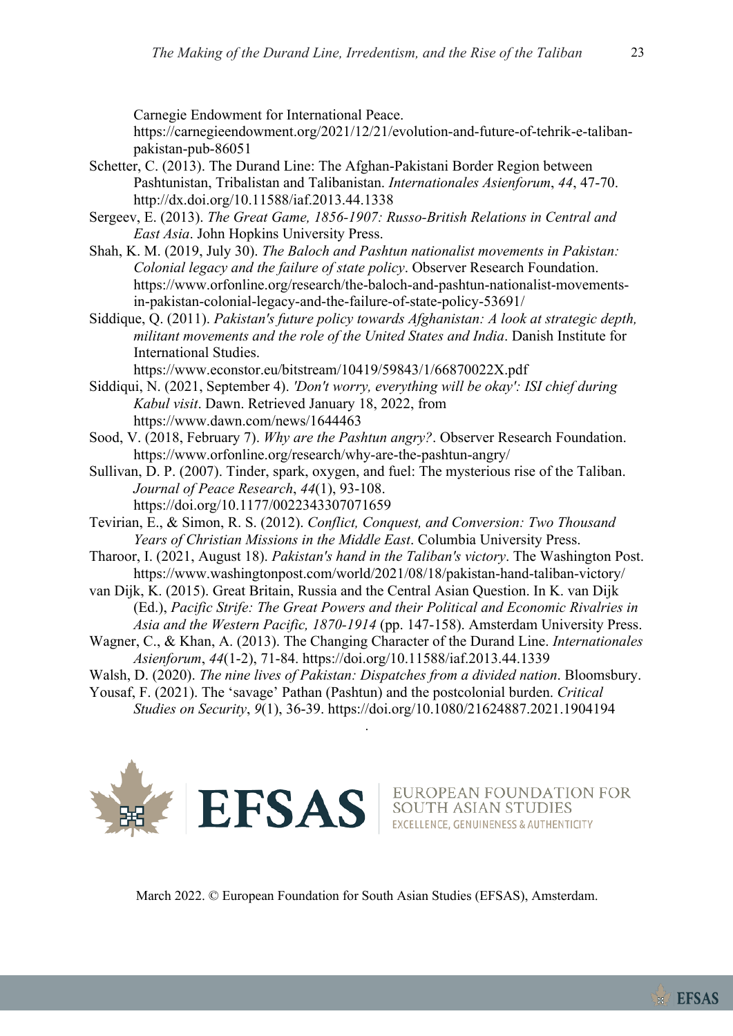Carnegie Endowment for International Peace. https://carnegieendowment.org/2021/12/21/evolution-and-future-of-tehrik-e-taliban-pakistan-pub-86051

Schetter, C. (2013). The Durand Line: The Afghan-Pakistani Border Region between Pashtunistan, Tribalistan and Talibanistan. *Internationales Asienforum*, *44*, 47-70. http://dx.doi.org/10.11588/iaf.2013.44.1338

Sergeev, E. (2013). *The Great Game, 1856-1907: Russo-British Relations in Central and East Asia*. John Hopkins University Press.

Shah, K. M. (2019, July 30). *The Baloch and Pashtun nationalist movements in Pakistan: Colonial legacy and the failure of state policy*. Observer Research Foundation. https://www.orfonline.org/research/the-baloch-and-pashtun-nationalist-movements-in-pakistan-colonial-legacy-and-the-failure-of-state-policy-53691/

Siddique, Q. (2011). *Pakistan's future policy towards Afghanistan: A look at strategic depth, militant movements and the role of the United States and India*. Danish Institute for International Studies. https://www.econstor.eu/bitstream/10419/59843/1/66870022X.pdf

Siddiqui, N. (2021, September 4). *'Don't worry, everything will be okay': ISI chief during Kabul visit*. Dawn. Retrieved January 18, 2022, from https://www.dawn.com/news/1644463

Sood, V. (2018, February 7). *Why are the Pashtun angry?*. Observer Research Foundation. https://www.orfonline.org/research/why-are-the-pashtun-angry/

Sullivan, D. P. (2007). Tinder, spark, oxygen, and fuel: The mysterious rise of the Taliban. *Journal of Peace Research*, *44*(1), 93-108. https://doi.org/10.1177/0022343307071659

Tevirian, E., & Simon, R. S. (2012). *Conflict, Conquest, and Conversion: Two Thousand Years of Christian Missions in the Middle East*. Columbia University Press.

Tharoor, I. (2021, August 18). *Pakistan's hand in the Taliban's victory*. The Washington Post. https://www.washingtonpost.com/world/2021/08/18/pakistan-hand-taliban-victory/

van Dijk, K. (2015). Great Britain, Russia and the Central Asian Question. In K. van Dijk (Ed.), *Pacific Strife: The Great Powers and their Political and Economic Rivalries in Asia and the Western Pacific, 1870-1914* (pp. 147-158). Amsterdam University Press.

Wagner, C., & Khan, A. (2013). The Changing Character of the Durand Line. *Internationales Asienforum*, *44*(1-2), 71-84. https://doi.org/10.11588/iaf.2013.44.1339

Walsh, D. (2020). *The nine lives of Pakistan: Dispatches from a divided nation*. Bloomsbury.

Yousaf, F. (2021). The 'savage' Pathan (Pashtun) and the postcolonial burden. *Critical Studies on Security*, *9*(1), 36-39. https://doi.org/10.1080/21624887.2021.1904194

EFSAS EUROPEAN FOUNDATION FOR SOUTH ASIAN STUDIES EXCELLENCE, GENUINENESS & AUTHENTICITY

March 2022. © European Foundation for South Asian Studies (EFSAS), Amsterdam.